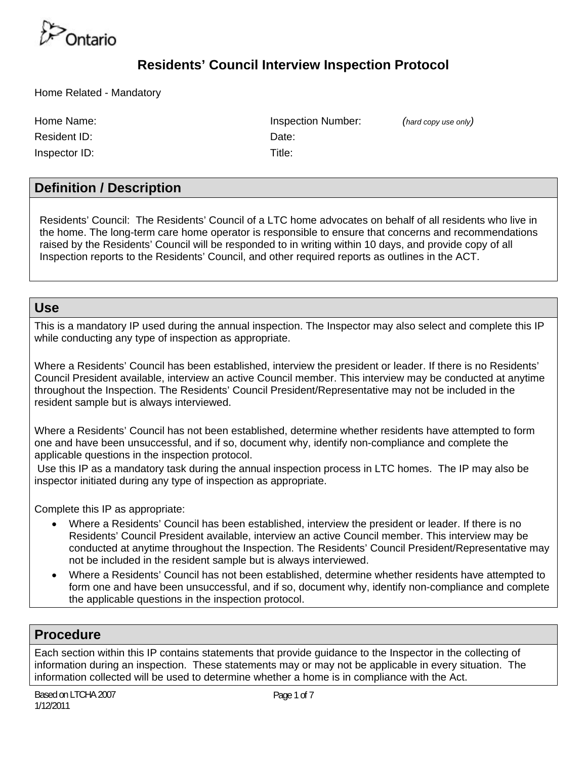Ontario

# Residents' Council Interview Inspection Protocol

Home Related - Mandatory

| | |
|---|---|
| Home Name: | Inspection Number: *(hard copy use only)* |
| Resident ID: | Date: |
| Inspector ID: | Title: |

## Definition / Description

Residents' Council: The Residents' Council of a LTC home advocates on behalf of all residents who live in the home. The long-term care home operator is responsible to ensure that concerns and recommendations raised by the Residents' Council will be responded to in writing within 10 days, and provide copy of all Inspection reports to the Residents' Council, and other required reports as outlines in the ACT.

## Use

This is a mandatory IP used during the annual inspection. The Inspector may also select and complete this IP while conducting any type of inspection as appropriate.

Where a Residents' Council has been established, interview the president or leader. If there is no Residents' Council President available, interview an active Council member. This interview may be conducted at anytime throughout the Inspection. The Residents' Council President/Representative may not be included in the resident sample but is always interviewed.

Where a Residents' Council has not been established, determine whether residents have attempted to form one and have been unsuccessful, and if so, document why, identify non-compliance and complete the applicable questions in the inspection protocol.

Use this IP as a mandatory task during the annual inspection process in LTC homes. The IP may also be inspector initiated during any type of inspection as appropriate.

Complete this IP as appropriate:

- Where a Residents' Council has been established, interview the president or leader. If there is no Residents' Council President available, interview an active Council member. This interview may be conducted at anytime throughout the Inspection. The Residents' Council President/Representative may not be included in the resident sample but is always interviewed.
- Where a Residents' Council has not been established, determine whether residents have attempted to form one and have been unsuccessful, and if so, document why, identify non-compliance and complete the applicable questions in the inspection protocol.

## Procedure

Each section within this IP contains statements that provide guidance to the Inspector in the collecting of information during an inspection. These statements may or may not be applicable in every situation. The information collected will be used to determine whether a home is in compliance with the Act.

Based on LTCHA 2007
1/12/2011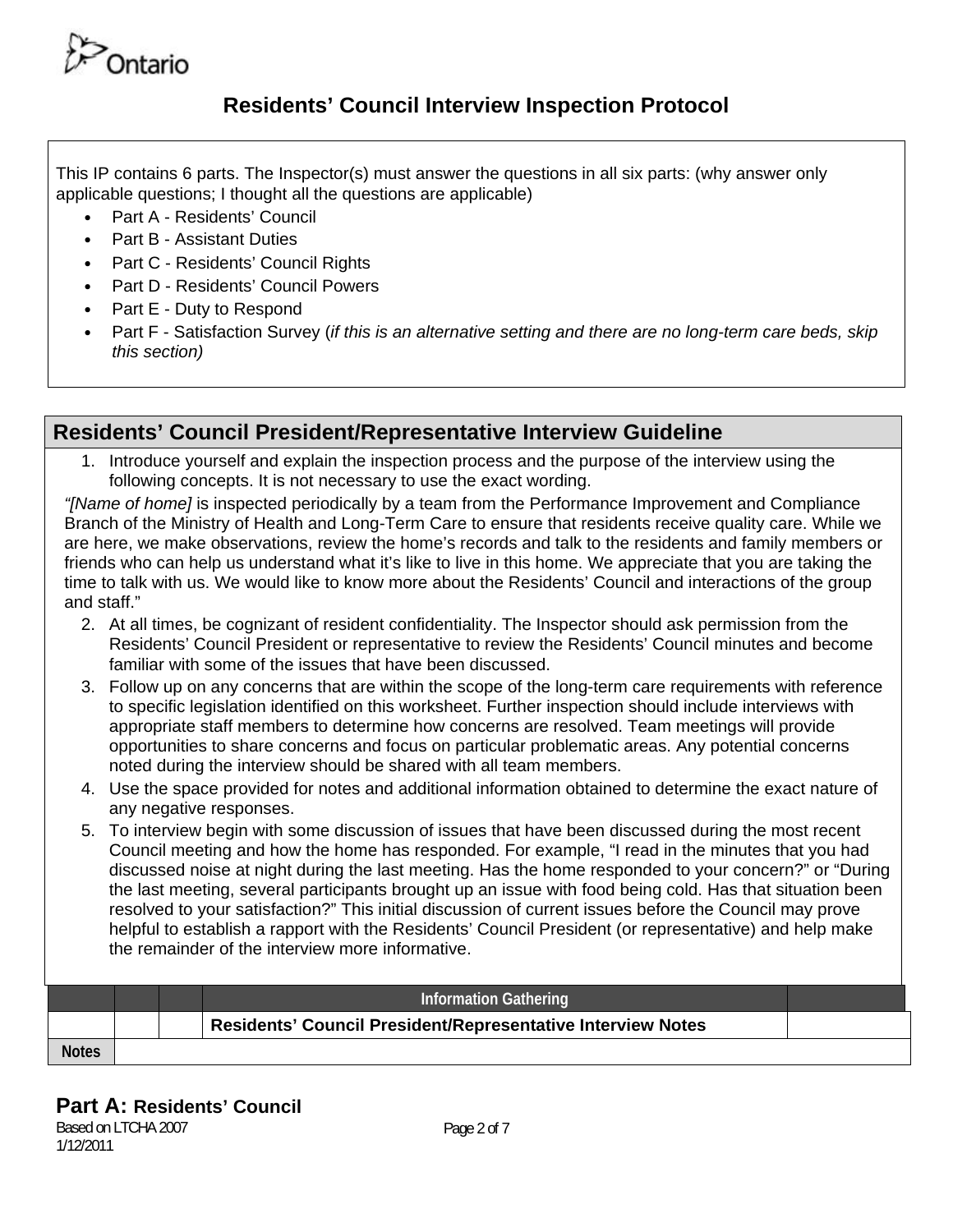# Residents' Council Interview Inspection Protocol

This IP contains 6 parts. The Inspector(s) must answer the questions in all six parts: (why answer only applicable questions; I thought all the questions are applicable)

- Part A - Residents' Council
- Part B - Assistant Duties
- Part C - Residents' Council Rights
- Part D - Residents' Council Powers
- Part E - Duty to Respond
- Part F - Satisfaction Survey (*if this is an alternative setting and there are no long-term care beds, skip this section)*

## Residents' Council President/Representative Interview Guideline

1. Introduce yourself and explain the inspection process and the purpose of the interview using the following concepts. It is not necessary to use the exact wording.

*"[Name of home]* is inspected periodically by a team from the Performance Improvement and Compliance Branch of the Ministry of Health and Long-Term Care to ensure that residents receive quality care. While we are here, we make observations, review the home's records and talk to the residents and family members or friends who can help us understand what it's like to live in this home. We appreciate that you are taking the time to talk with us. We would like to know more about the Residents' Council and interactions of the group and staff."

2. At all times, be cognizant of resident confidentiality. The Inspector should ask permission from the Residents' Council President or representative to review the Residents' Council minutes and become familiar with some of the issues that have been discussed.
3. Follow up on any concerns that are within the scope of the long-term care requirements with reference to specific legislation identified on this worksheet. Further inspection should include interviews with appropriate staff members to determine how concerns are resolved. Team meetings will provide opportunities to share concerns and focus on particular problematic areas. Any potential concerns noted during the interview should be shared with all team members.
4. Use the space provided for notes and additional information obtained to determine the exact nature of any negative responses.
5. To interview begin with some discussion of issues that have been discussed during the most recent Council meeting and how the home has responded. For example, "I read in the minutes that you had discussed noise at night during the last meeting. Has the home responded to your concern?" or "During the last meeting, several participants brought up an issue with food being cold. Has that situation been resolved to your satisfaction?" This initial discussion of current issues before the Council may prove helpful to establish a rapport with the Residents' Council President (or representative) and help make the remainder of the interview more informative.

| | | | Information Gathering | |
|---|---|---|---|---|
| | | | **Residents' Council President/Representative Interview Notes** | |
| **Notes** | | | | |

## Part A: Residents' Council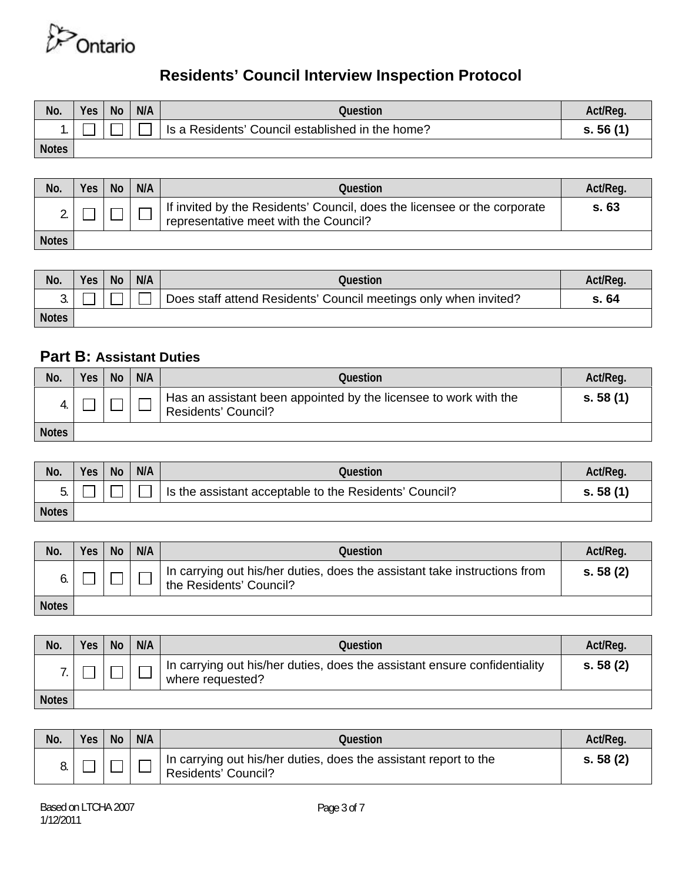# Residents' Council Interview Inspection Protocol

| No. | Yes | No | N/A | Question | Act/Reg. |
|---|---|---|---|---|---|
| 1. | ☐ | ☐ | ☐ | Is a Residents' Council established in the home? | **s. 56 (1)** |
| Notes | | | | | |

| No. | Yes | No | N/A | Question | Act/Reg. |
|---|---|---|---|---|---|
| 2. | ☐ | ☐ | ☐ | If invited by the Residents' Council, does the licensee or the corporate representative meet with the Council? | **s. 63** |
| Notes | | | | | |

| No. | Yes | No | N/A | Question | Act/Reg. |
|---|---|---|---|---|---|
| 3. | ☐ | ☐ | ☐ | Does staff attend Residents' Council meetings only when invited? | **s. 64** |
| Notes | | | | | |

## Part B: Assistant Duties

| No. | Yes | No | N/A | Question | Act/Reg. |
|---|---|---|---|---|---|
| 4. | ☐ | ☐ | ☐ | Has an assistant been appointed by the licensee to work with the Residents' Council? | **s. 58 (1)** |
| Notes | | | | | |

| No. | Yes | No | N/A | Question | Act/Reg. |
|---|---|---|---|---|---|
| 5. | ☐ | ☐ | ☐ | Is the assistant acceptable to the Residents' Council? | **s. 58 (1)** |
| Notes | | | | | |

| No. | Yes | No | N/A | Question | Act/Reg. |
|---|---|---|---|---|---|
| 6. | ☐ | ☐ | ☐ | In carrying out his/her duties, does the assistant take instructions from the Residents' Council? | **s. 58 (2)** |
| Notes | | | | | |

| No. | Yes | No | N/A | Question | Act/Reg. |
|---|---|---|---|---|---|
| 7. | ☐ | ☐ | ☐ | In carrying out his/her duties, does the assistant ensure confidentiality where requested? | **s. 58 (2)** |
| Notes | | | | | |

| No. | Yes | No | N/A | Question | Act/Reg. |
|---|---|---|---|---|---|
| 8. | ☐ | ☐ | ☐ | In carrying out his/her duties, does the assistant report to the Residents' Council? | **s. 58 (2)** |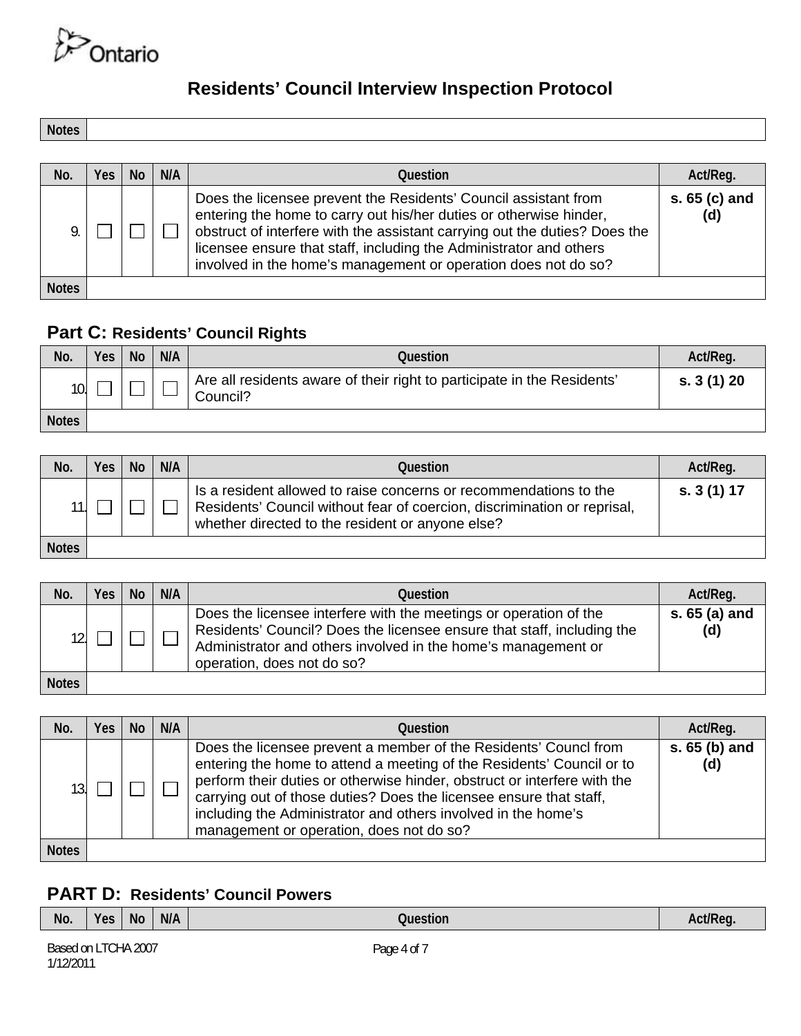# Residents' Council Interview Inspection Protocol

| Notes | |
|---|---|

| No. | Yes | No | N/A | Question | Act/Reg. |
|---|---|---|---|---|---|
| 9. | ☐ | ☐ | ☐ | Does the licensee prevent the Residents' Council assistant from entering the home to carry out his/her duties or otherwise hinder, obstruct of interfere with the assistant carrying out the duties? Does the licensee ensure that staff, including the Administrator and others involved in the home's management or operation does not do so? | **s. 65 (c) and (d)** |
| Notes | | | | | |

## Part C: Residents' Council Rights

| No. | Yes | No | N/A | Question | Act/Reg. |
|---|---|---|---|---|---|
| 10. | ☐ | ☐ | ☐ | Are all residents aware of their right to participate in the Residents' Council? | **s. 3 (1) 20** |
| Notes | | | | | |

| No. | Yes | No | N/A | Question | Act/Reg. |
|---|---|---|---|---|---|
| 11. | ☐ | ☐ | ☐ | Is a resident allowed to raise concerns or recommendations to the Residents' Council without fear of coercion, discrimination or reprisal, whether directed to the resident or anyone else? | **s. 3 (1) 17** |
| Notes | | | | | |

| No. | Yes | No | N/A | Question | Act/Reg. |
|---|---|---|---|---|---|
| 12. | ☐ | ☐ | ☐ | Does the licensee interfere with the meetings or operation of the Residents' Council? Does the licensee ensure that staff, including the Administrator and others involved in the home's management or operation, does not do so? | **s. 65 (a) and (d)** |
| Notes | | | | | |

| No. | Yes | No | N/A | Question | Act/Reg. |
|---|---|---|---|---|---|
| 13. | ☐ | ☐ | ☐ | Does the licensee prevent a member of the Residents' Councl from entering the home to attend a meeting of the Residents' Council or to perform their duties or otherwise hinder, obstruct or interfere with the carrying out of those duties? Does the licensee ensure that staff, including the Administrator and others involved in the home's management or operation, does not do so? | **s. 65 (b) and (d)** |
| Notes | | | | | |

## PART D: Residents' Council Powers

| No. | Yes | No | N/A | Question | Act/Reg. |
|---|---|---|---|---|---|

Based on LTCHA 2007
1/12/2011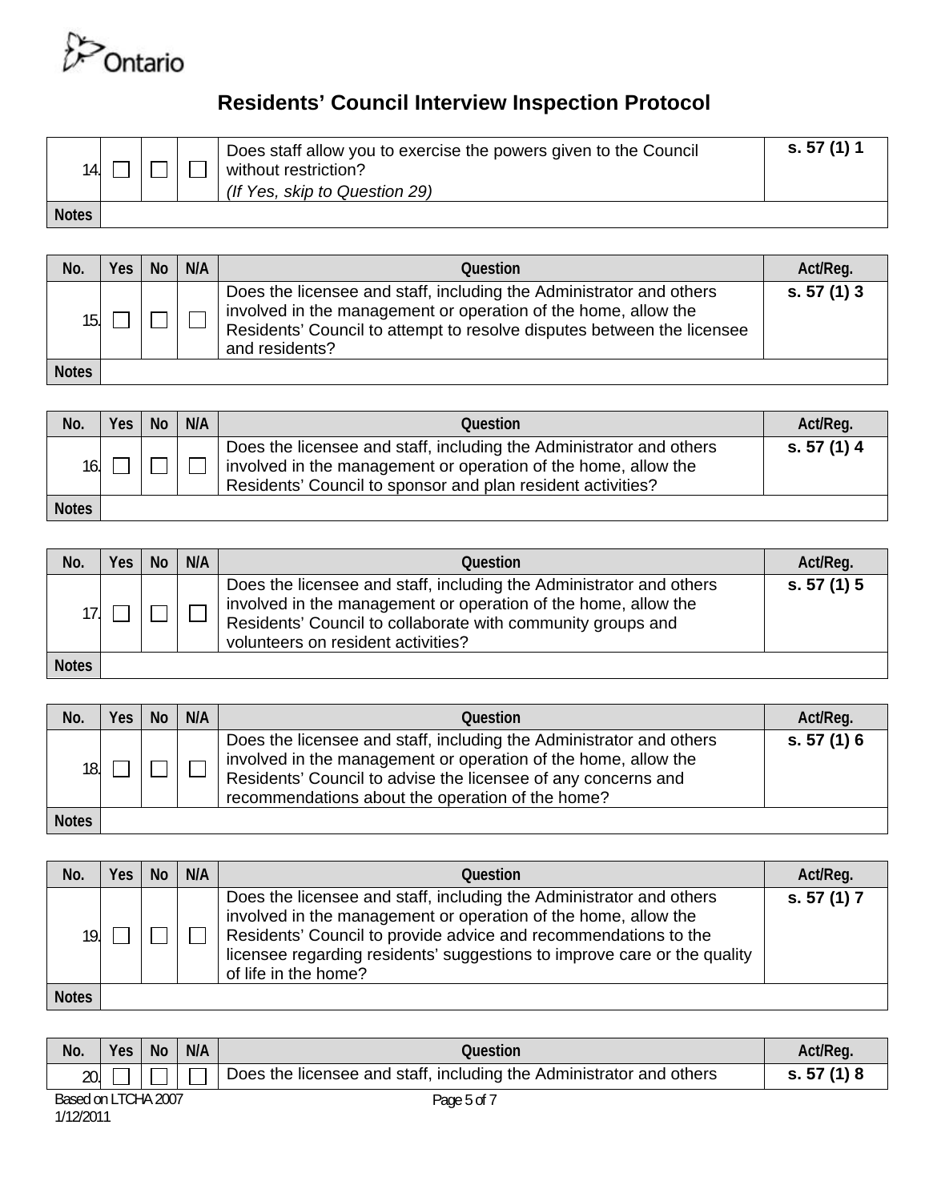Ontario

# Residents' Council Interview Inspection Protocol

| No. | Yes | No | N/A | Question | Act/Reg. |
|---|---|---|---|---|---|
| 14. | ☐ | ☐ | ☐ | Does staff allow you to exercise the powers given to the Council without restriction? *(If Yes, skip to Question 29)* | s. 57 (1) 1 |
| Notes | | | | | |

| No. | Yes | No | N/A | Question | Act/Reg. |
|---|---|---|---|---|---|
| 15. | ☐ | ☐ | ☐ | Does the licensee and staff, including the Administrator and others involved in the management or operation of the home, allow the Residents' Council to attempt to resolve disputes between the licensee and residents? | s. 57 (1) 3 |
| Notes | | | | | |

| No. | Yes | No | N/A | Question | Act/Reg. |
|---|---|---|---|---|---|
| 16. | ☐ | ☐ | ☐ | Does the licensee and staff, including the Administrator and others involved in the management or operation of the home, allow the Residents' Council to sponsor and plan resident activities? | s. 57 (1) 4 |
| Notes | | | | | |

| No. | Yes | No | N/A | Question | Act/Reg. |
|---|---|---|---|---|---|
| 17. | ☐ | ☐ | ☐ | Does the licensee and staff, including the Administrator and others involved in the management or operation of the home, allow the Residents' Council to collaborate with community groups and volunteers on resident activities? | s. 57 (1) 5 |
| Notes | | | | | |

| No. | Yes | No | N/A | Question | Act/Reg. |
|---|---|---|---|---|---|
| 18. | ☐ | ☐ | ☐ | Does the licensee and staff, including the Administrator and others involved in the management or operation of the home, allow the Residents' Council to advise the licensee of any concerns and recommendations about the operation of the home? | s. 57 (1) 6 |
| Notes | | | | | |

| No. | Yes | No | N/A | Question | Act/Reg. |
|---|---|---|---|---|---|
| 19. | ☐ | ☐ | ☐ | Does the licensee and staff, including the Administrator and others involved in the management or operation of the home, allow the Residents' Council to provide advice and recommendations to the licensee regarding residents' suggestions to improve care or the quality of life in the home? | s. 57 (1) 7 |
| Notes | | | | | |

| No. | Yes | No | N/A | Question | Act/Reg. |
|---|---|---|---|---|---|
| 20. | ☐ | ☐ | ☐ | Does the licensee and staff, including the Administrator and others | s. 57 (1) 8 |

Based on LTCHA 2007
1/12/2011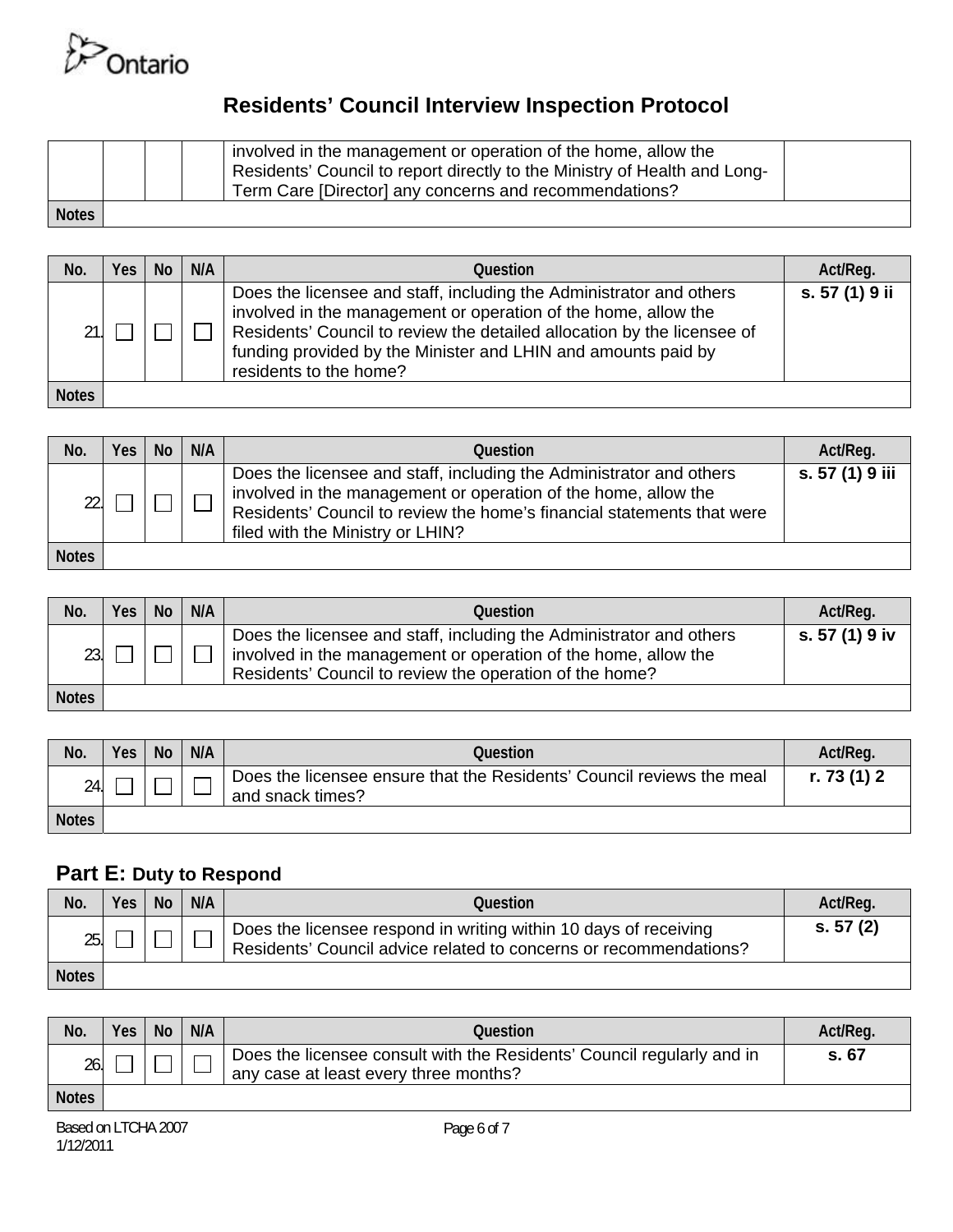# Residents' Council Interview Inspection Protocol

| | | | | | |
|---|---|---|---|---|---|
| | ☐ | ☐ | ☐ | involved in the management or operation of the home, allow the Residents' Council to report directly to the Ministry of Health and Long-Term Care [Director] any concerns and recommendations? | |
| Notes | | | | | |

| No. | Yes | No | N/A | Question | Act/Reg. |
|---|---|---|---|---|---|
| 21. | ☐ | ☐ | ☐ | Does the licensee and staff, including the Administrator and others involved in the management or operation of the home, allow the Residents' Council to review the detailed allocation by the licensee of funding provided by the Minister and LHIN and amounts paid by residents to the home? | **s. 57 (1) 9 ii** |
| Notes | | | | | |

| No. | Yes | No | N/A | Question | Act/Reg. |
|---|---|---|---|---|---|
| 22. | ☐ | ☐ | ☐ | Does the licensee and staff, including the Administrator and others involved in the management or operation of the home, allow the Residents' Council to review the home's financial statements that were filed with the Ministry or LHIN? | **s. 57 (1) 9 iii** |
| Notes | | | | | |

| No. | Yes | No | N/A | Question | Act/Reg. |
|---|---|---|---|---|---|
| 23. | ☐ | ☐ | ☐ | Does the licensee and staff, including the Administrator and others involved in the management or operation of the home, allow the Residents' Council to review the operation of the home? | **s. 57 (1) 9 iv** |
| Notes | | | | | |

| No. | Yes | No | N/A | Question | Act/Reg. |
|---|---|---|---|---|---|
| 24. | ☐ | ☐ | ☐ | Does the licensee ensure that the Residents' Council reviews the meal and snack times? | **r. 73 (1) 2** |
| Notes | | | | | |

## Part E: Duty to Respond

| No. | Yes | No | N/A | Question | Act/Reg. |
|---|---|---|---|---|---|
| 25. | ☐ | ☐ | ☐ | Does the licensee respond in writing within 10 days of receiving Residents' Council advice related to concerns or recommendations? | **s. 57 (2)** |
| Notes | | | | | |

| No. | Yes | No | N/A | Question | Act/Reg. |
|---|---|---|---|---|---|
| 26. | ☐ | ☐ | ☐ | Does the licensee consult with the Residents' Council regularly and in any case at least every three months? | **s. 67** |
| Notes | | | | | |

Based on LTCHA 2007
1/12/2011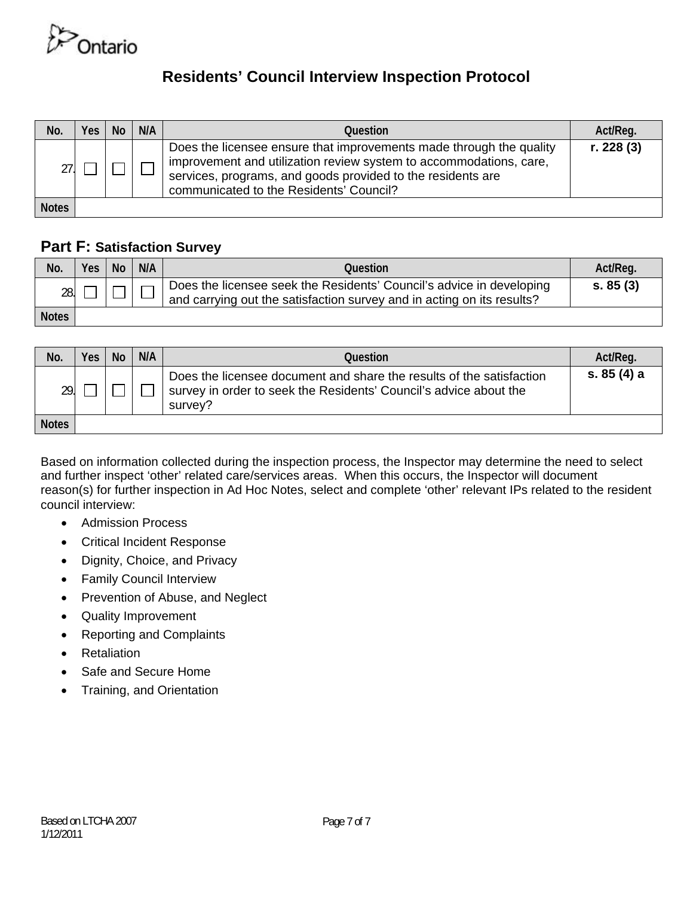Ontario

# Residents' Council Interview Inspection Protocol

| No. | Yes | No | N/A | Question | Act/Reg. |
|---|---|---|---|---|---|
| 27. | ☐ | ☐ | ☐ | Does the licensee ensure that improvements made through the quality improvement and utilization review system to accommodations, care, services, programs, and goods provided to the residents are communicated to the Residents' Council? | **r. 228 (3)** |
| Notes | | | | | |

## Part F: Satisfaction Survey

| No. | Yes | No | N/A | Question | Act/Reg. |
|---|---|---|---|---|---|
| 28. | ☐ | ☐ | ☐ | Does the licensee seek the Residents' Council's advice in developing and carrying out the satisfaction survey and in acting on its results? | **s. 85 (3)** |
| Notes | | | | | |

| No. | Yes | No | N/A | Question | Act/Reg. |
|---|---|---|---|---|---|
| 29. | ☐ | ☐ | ☐ | Does the licensee document and share the results of the satisfaction survey in order to seek the Residents' Council's advice about the survey? | **s. 85 (4) a** |
| Notes | | | | | |

Based on information collected during the inspection process, the Inspector may determine the need to select and further inspect 'other' related care/services areas. When this occurs, the Inspector will document reason(s) for further inspection in Ad Hoc Notes, select and complete 'other' relevant IPs related to the resident council interview:

- Admission Process
- Critical Incident Response
- Dignity, Choice, and Privacy
- Family Council Interview
- Prevention of Abuse, and Neglect
- Quality Improvement
- Reporting and Complaints
- Retaliation
- Safe and Secure Home
- Training, and Orientation

Based on LTCHA 2007
1/12/2011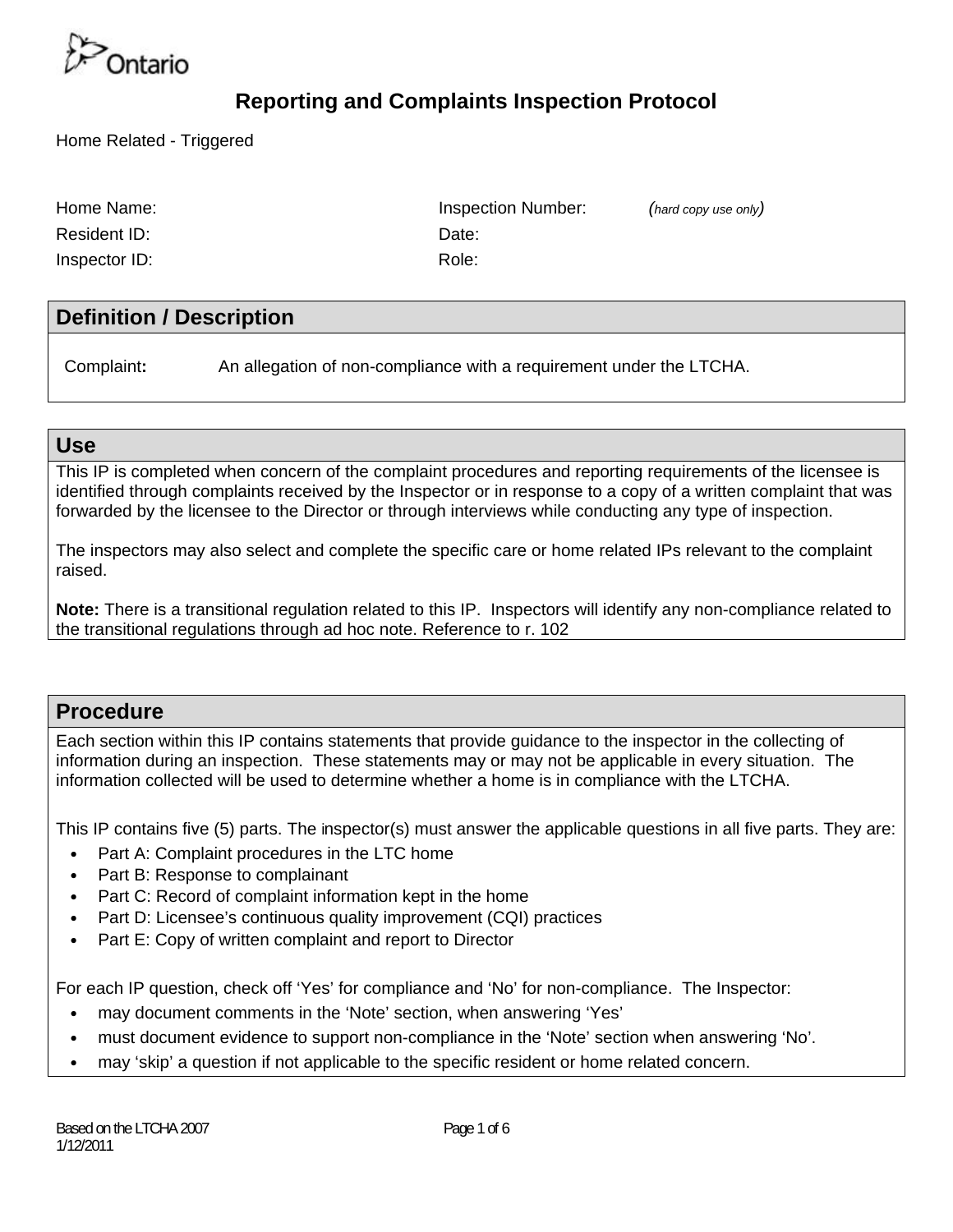Ontario

# Reporting and Complaints Inspection Protocol

Home Related - Triggered

| | |
|---|---|
| Home Name: | Inspection Number: *(hard copy use only)* |
| Resident ID: | Date: |
| Inspector ID: | Role: |

## Definition / Description

Complaint**:** An allegation of non-compliance with a requirement under the LTCHA.

## Use

This IP is completed when concern of the complaint procedures and reporting requirements of the licensee is identified through complaints received by the Inspector or in response to a copy of a written complaint that was forwarded by the licensee to the Director or through interviews while conducting any type of inspection.

The inspectors may also select and complete the specific care or home related IPs relevant to the complaint raised.

**Note:** There is a transitional regulation related to this IP. Inspectors will identify any non-compliance related to the transitional regulations through ad hoc note. Reference to r. 102

## Procedure

Each section within this IP contains statements that provide guidance to the inspector in the collecting of information during an inspection. These statements may or may not be applicable in every situation. The information collected will be used to determine whether a home is in compliance with the LTCHA.

This IP contains five (5) parts. The inspector(s) must answer the applicable questions in all five parts. They are:

- Part A: Complaint procedures in the LTC home
- Part B: Response to complainant
- Part C: Record of complaint information kept in the home
- Part D: Licensee's continuous quality improvement (CQI) practices
- Part E: Copy of written complaint and report to Director

For each IP question, check off 'Yes' for compliance and 'No' for non-compliance. The Inspector:

- may document comments in the 'Note' section, when answering 'Yes'
- must document evidence to support non-compliance in the 'Note' section when answering 'No'.
- may 'skip' a question if not applicable to the specific resident or home related concern.

Based on the LTCHA 2007
1/12/2011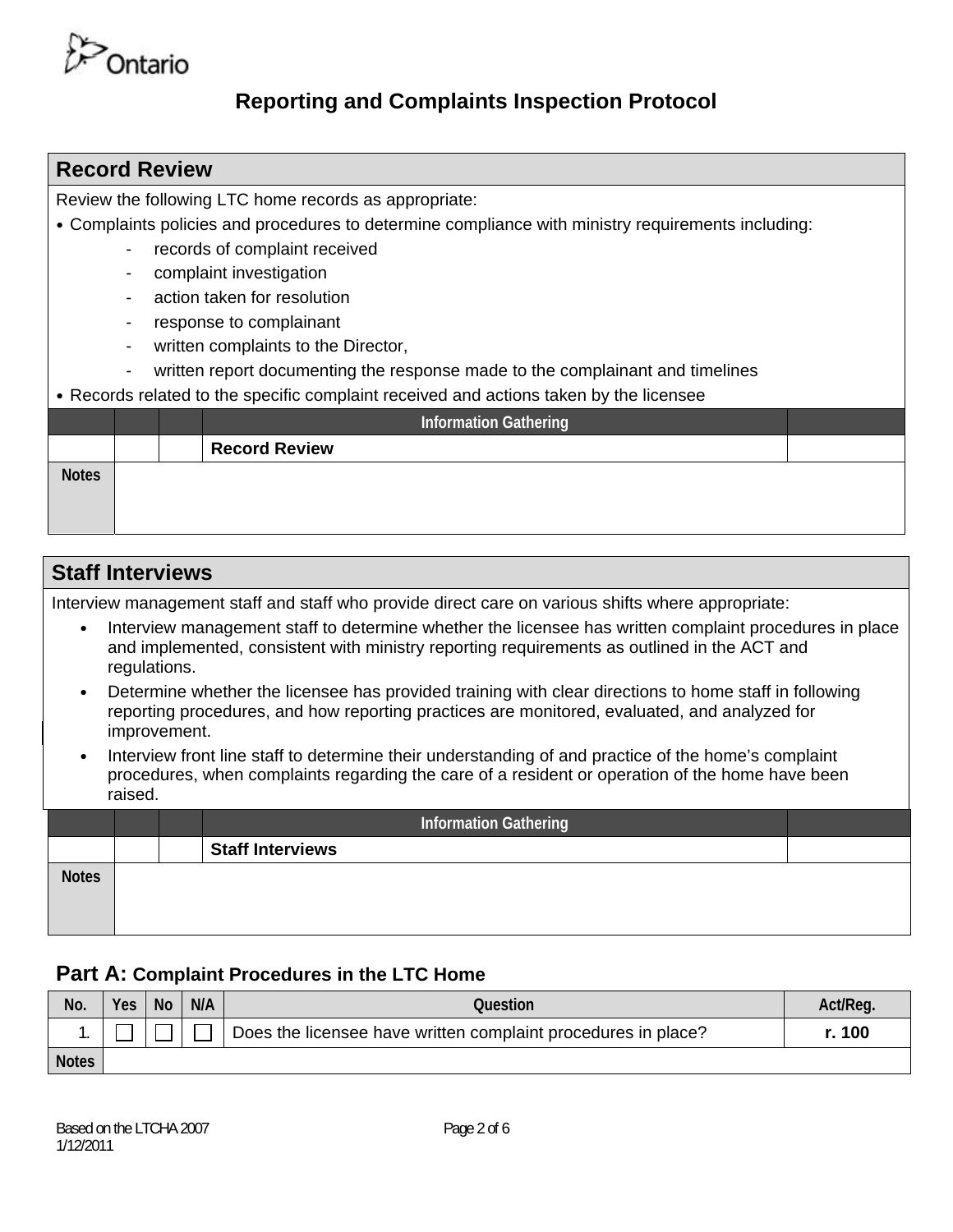Ontario

# Reporting and Complaints Inspection Protocol

## Record Review

Review the following LTC home records as appropriate:

- Complaints policies and procedures to determine compliance with ministry requirements including:
  - records of complaint received
  - complaint investigation
  - action taken for resolution
  - response to complainant
  - written complaints to the Director,
  - written report documenting the response made to the complainant and timelines
- Records related to the specific complaint received and actions taken by the licensee

| | | | Information Gathering | |
|---|---|---|---|---|
| | | | **Record Review** | |
| Notes | | | | |

## Staff Interviews

Interview management staff and staff who provide direct care on various shifts where appropriate:

- Interview management staff to determine whether the licensee has written complaint procedures in place and implemented, consistent with ministry reporting requirements as outlined in the ACT and regulations.
- Determine whether the licensee has provided training with clear directions to home staff in following reporting procedures, and how reporting practices are monitored, evaluated, and analyzed for improvement.
- Interview front line staff to determine their understanding of and practice of the home's complaint procedures, when complaints regarding the care of a resident or operation of the home have been raised.

| | | | Information Gathering | |
|---|---|---|---|---|
| | | | **Staff Interviews** | |
| Notes | | | | |

## Part A: Complaint Procedures in the LTC Home

| No. | Yes | No | N/A | Question | Act/Reg. |
|---|---|---|---|---|---|
| 1. | ☐ | ☐ | ☐ | Does the licensee have written complaint procedures in place? | **r. 100** |
| Notes | | | | | |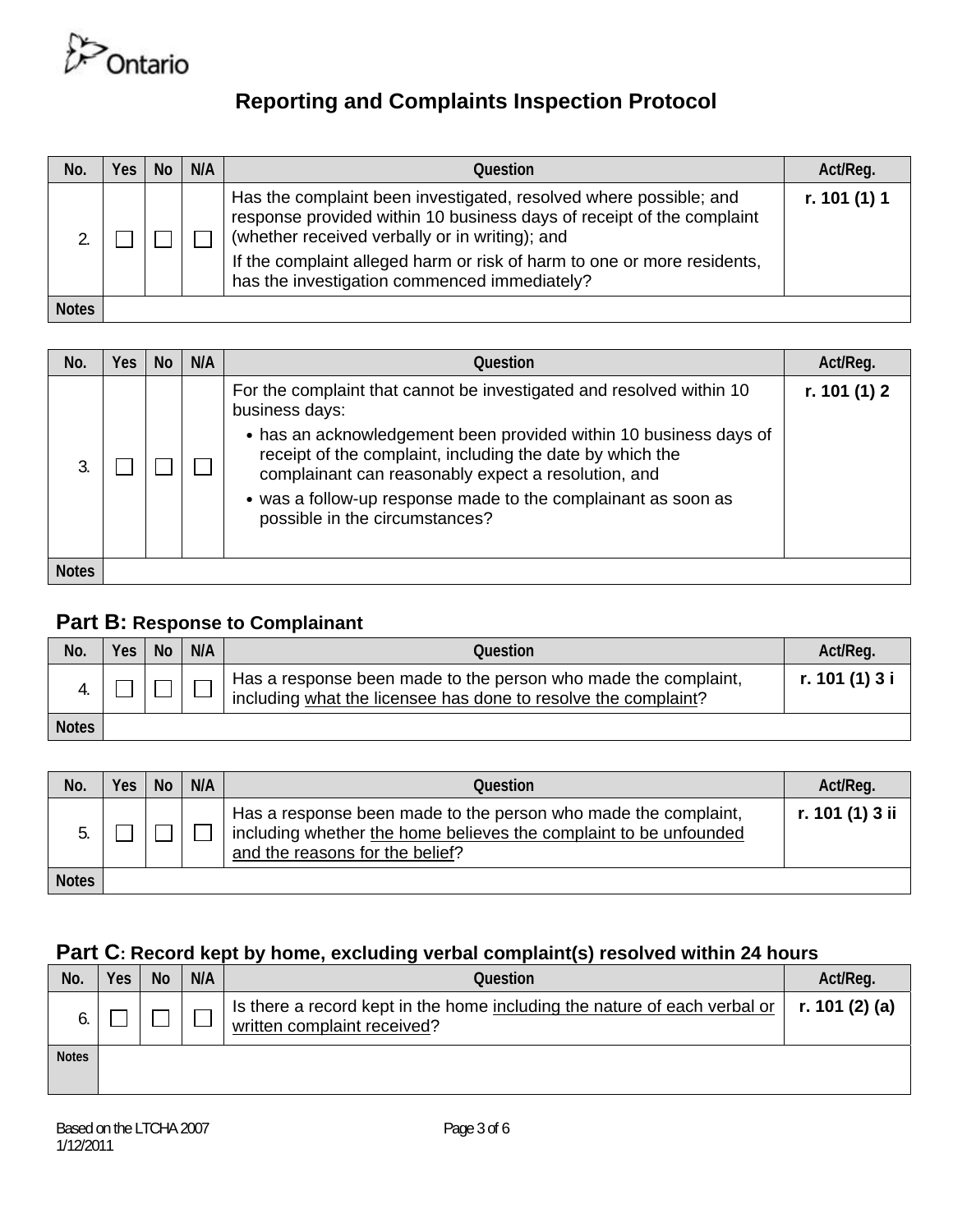Ontario

# Reporting and Complaints Inspection Protocol

| No. | Yes | No | N/A | Question | Act/Reg. |
|---|---|---|---|---|---|
| 2. | ☐ | ☐ | ☐ | Has the complaint been investigated, resolved where possible; and response provided within 10 business days of receipt of the complaint (whether received verbally or in writing); and<br>If the complaint alleged harm or risk of harm to one or more residents, has the investigation commenced immediately? | **r. 101 (1) 1** |
| Notes | | | | | |

| No. | Yes | No | N/A | Question | Act/Reg. |
|---|---|---|---|---|---|
| 3. | ☐ | ☐ | ☐ | For the complaint that cannot be investigated and resolved within 10 business days:<br>• has an acknowledgement been provided within 10 business days of receipt of the complaint, including the date by which the complainant can reasonably expect a resolution, and<br>• was a follow-up response made to the complainant as soon as possible in the circumstances? | **r. 101 (1) 2** |
| Notes | | | | | |

## Part B: Response to Complainant

| No. | Yes | No | N/A | Question | Act/Reg. |
|---|---|---|---|---|---|
| 4. | ☐ | ☐ | ☐ | Has a response been made to the person who made the complaint, including what the licensee has done to resolve the complaint? | **r. 101 (1) 3 i** |
| Notes | | | | | |

| No. | Yes | No | N/A | Question | Act/Reg. |
|---|---|---|---|---|---|
| 5. | ☐ | ☐ | ☐ | Has a response been made to the person who made the complaint, including whether the home believes the complaint to be unfounded and the reasons for the belief? | **r. 101 (1) 3 ii** |
| Notes | | | | | |

## Part C: Record kept by home, excluding verbal complaint(s) resolved within 24 hours

| No. | Yes | No | N/A | Question | Act/Reg. |
|---|---|---|---|---|---|
| 6. | ☐ | ☐ | ☐ | Is there a record kept in the home including the nature of each verbal or written complaint received? | **r. 101 (2) (a)** |
| Notes | | | | | |

Based on the LTCHA 2007
1/12/2011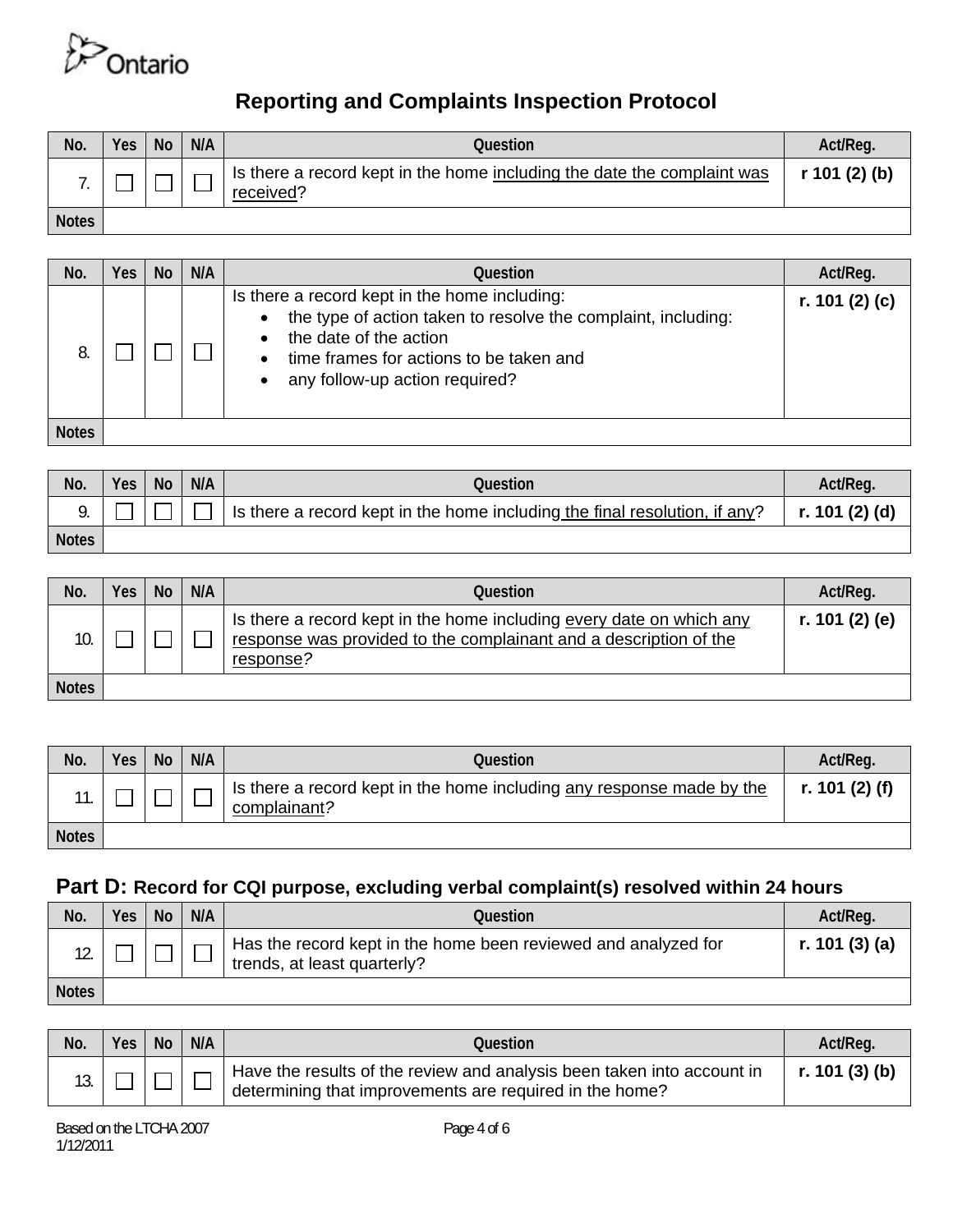# Reporting and Complaints Inspection Protocol

| No. | Yes | No | N/A | Question | Act/Reg. |
|---|---|---|---|---|---|
| 7. | ☐ | ☐ | ☐ | Is there a record kept in the home including the date the complaint was received? | r 101 (2) (b) |
| Notes | | | | | |

| No. | Yes | No | N/A | Question | Act/Reg. |
|---|---|---|---|---|---|
| 8. | ☐ | ☐ | ☐ | Is there a record kept in the home including:<br>• the type of action taken to resolve the complaint, including:<br>• the date of the action<br>• time frames for actions to be taken and<br>• any follow-up action required? | r. 101 (2) (c) |
| Notes | | | | | |

| No. | Yes | No | N/A | Question | Act/Reg. |
|---|---|---|---|---|---|
| 9. | ☐ | ☐ | ☐ | Is there a record kept in the home including the final resolution, if any? | r. 101 (2) (d) |
| Notes | | | | | |

| No. | Yes | No | N/A | Question | Act/Reg. |
|---|---|---|---|---|---|
| 10. | ☐ | ☐ | ☐ | Is there a record kept in the home including every date on which any response was provided to the complainant and a description of the response? | r. 101 (2) (e) |
| Notes | | | | | |

| No. | Yes | No | N/A | Question | Act/Reg. |
|---|---|---|---|---|---|
| 11. | ☐ | ☐ | ☐ | Is there a record kept in the home including any response made by the complainant? | r. 101 (2) (f) |
| Notes | | | | | |

## Part D: Record for CQI purpose, excluding verbal complaint(s) resolved within 24 hours

| No. | Yes | No | N/A | Question | Act/Reg. |
|---|---|---|---|---|---|
| 12. | ☐ | ☐ | ☐ | Has the record kept in the home been reviewed and analyzed for trends, at least quarterly? | r. 101 (3) (a) |
| Notes | | | | | |

| No. | Yes | No | N/A | Question | Act/Reg. |
|---|---|---|---|---|---|
| 13. | ☐ | ☐ | ☐ | Have the results of the review and analysis been taken into account in determining that improvements are required in the home? | r. 101 (3) (b) |

Based on the LTCHA 2007
1/12/2011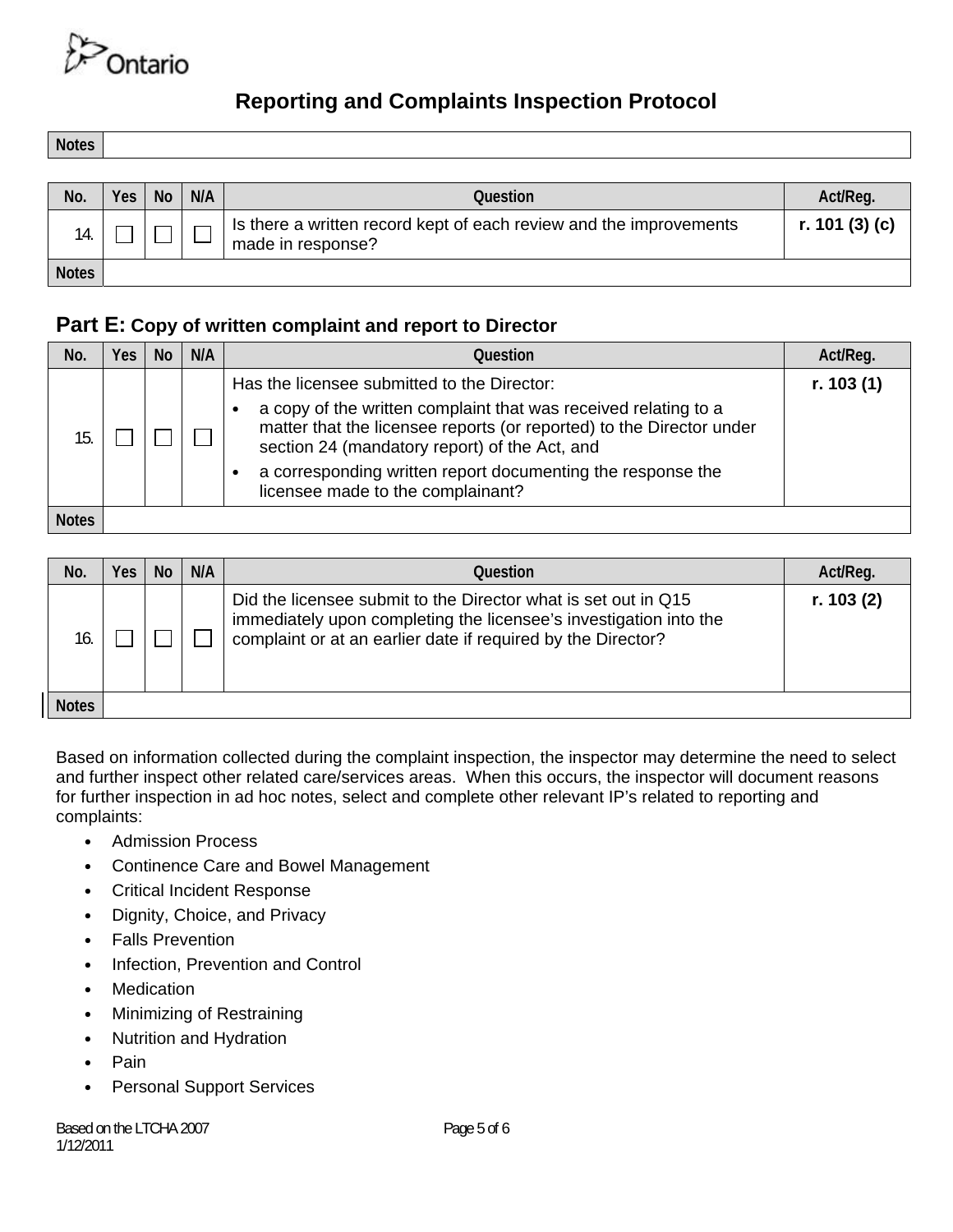# Reporting and Complaints Inspection Protocol

| Notes | |
|---|---|

| No. | Yes | No | N/A | Question | Act/Reg. |
|---|---|---|---|---|---|
| 14. | ☐ | ☐ | ☐ | Is there a written record kept of each review and the improvements made in response? | **r. 101 (3) (c)** |
| Notes | | | | | |

## Part E: Copy of written complaint and report to Director

| No. | Yes | No | N/A | Question | Act/Reg. |
|---|---|---|---|---|---|
| 15. | ☐ | ☐ | ☐ | Has the licensee submitted to the Director:<br>• a copy of the written complaint that was received relating to a matter that the licensee reports (or reported) to the Director under section 24 (mandatory report) of the Act, and<br>• a corresponding written report documenting the response the licensee made to the complainant? | **r. 103 (1)** |
| Notes | | | | | |

| No. | Yes | No | N/A | Question | Act/Reg. |
|---|---|---|---|---|---|
| 16. | ☐ | ☐ | ☐ | Did the licensee submit to the Director what is set out in Q15 immediately upon completing the licensee's investigation into the complaint or at an earlier date if required by the Director? | **r. 103 (2)** |
| Notes | | | | | |

Based on information collected during the complaint inspection, the inspector may determine the need to select and further inspect other related care/services areas. When this occurs, the inspector will document reasons for further inspection in ad hoc notes, select and complete other relevant IP's related to reporting and complaints:

- Admission Process
- Continence Care and Bowel Management
- Critical Incident Response
- Dignity, Choice, and Privacy
- Falls Prevention
- Infection, Prevention and Control
- Medication
- Minimizing of Restraining
- Nutrition and Hydration
- Pain
- Personal Support Services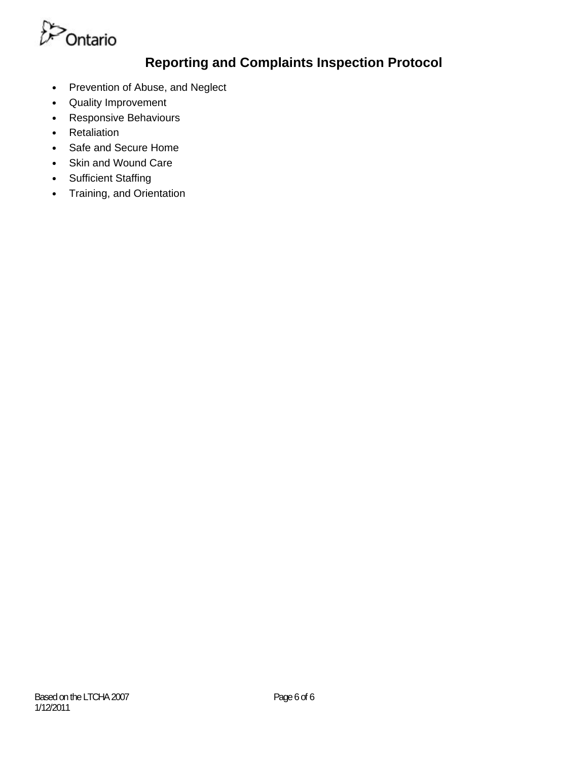# Reporting and Complaints Inspection Protocol

- Prevention of Abuse, and Neglect
- Quality Improvement
- Responsive Behaviours
- Retaliation
- Safe and Secure Home
- Skin and Wound Care
- Sufficient Staffing
- Training, and Orientation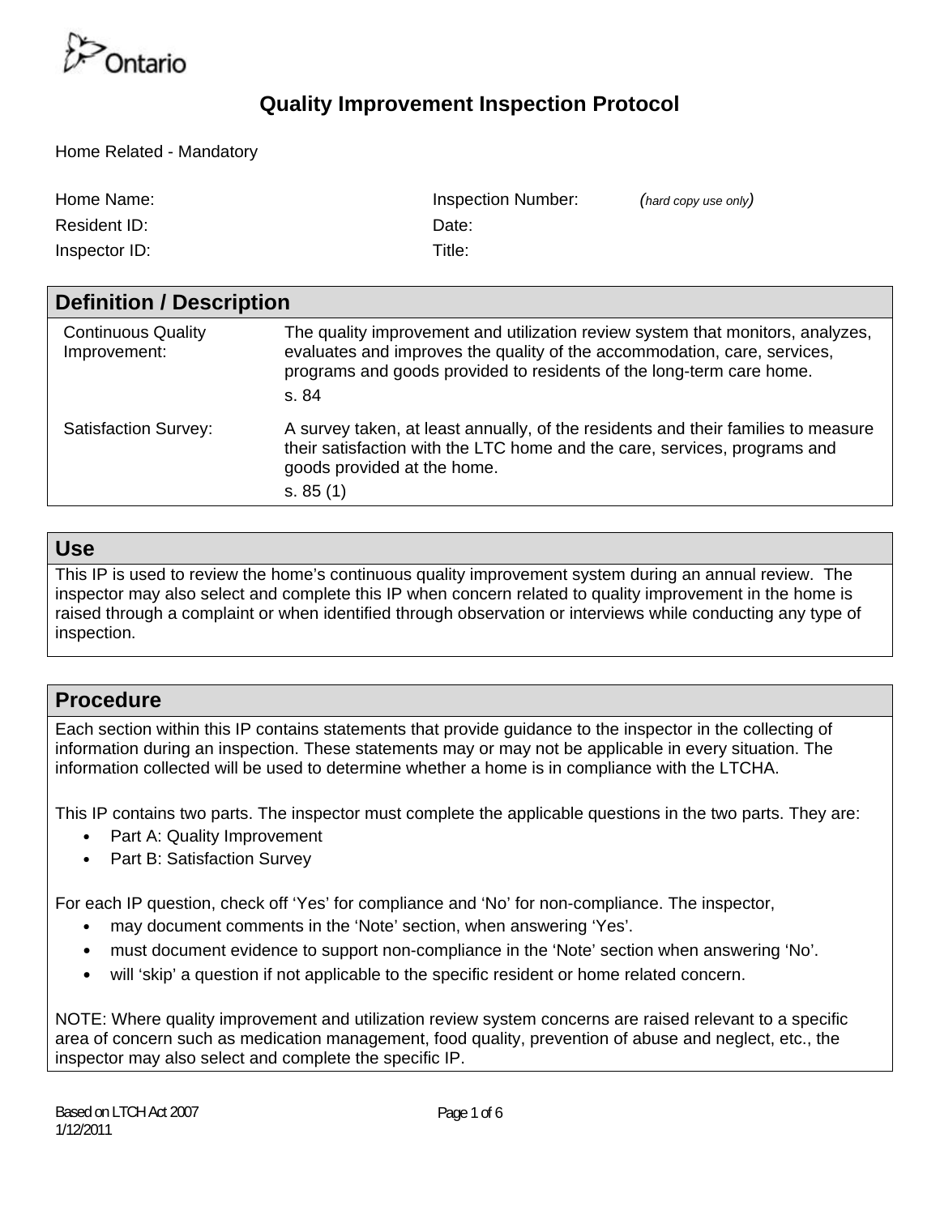# Quality Improvement Inspection Protocol

Home Related - Mandatory

| | | | |
|---|---|---|---|
| Home Name: | | Inspection Number: | *(hard copy use only)* |
| Resident ID: | | Date: | |
| Inspector ID: | | Title: | |

## Definition / Description

| | |
|---|---|
| Continuous Quality Improvement: | The quality improvement and utilization review system that monitors, analyzes, evaluates and improves the quality of the accommodation, care, services, programs and goods provided to residents of the long-term care home.<br>s. 84 |
| Satisfaction Survey: | A survey taken, at least annually, of the residents and their families to measure their satisfaction with the LTC home and the care, services, programs and goods provided at the home.<br>s. 85 (1) |

## Use

This IP is used to review the home's continuous quality improvement system during an annual review. The inspector may also select and complete this IP when concern related to quality improvement in the home is raised through a complaint or when identified through observation or interviews while conducting any type of inspection.

## Procedure

Each section within this IP contains statements that provide guidance to the inspector in the collecting of information during an inspection. These statements may or may not be applicable in every situation. The information collected will be used to determine whether a home is in compliance with the LTCHA.

This IP contains two parts. The inspector must complete the applicable questions in the two parts. They are:

- Part A: Quality Improvement
- Part B: Satisfaction Survey

For each IP question, check off 'Yes' for compliance and 'No' for non-compliance. The inspector,

- may document comments in the 'Note' section, when answering 'Yes'.
- must document evidence to support non-compliance in the 'Note' section when answering 'No'.
- will 'skip' a question if not applicable to the specific resident or home related concern.

NOTE: Where quality improvement and utilization review system concerns are raised relevant to a specific area of concern such as medication management, food quality, prevention of abuse and neglect, etc., the inspector may also select and complete the specific IP.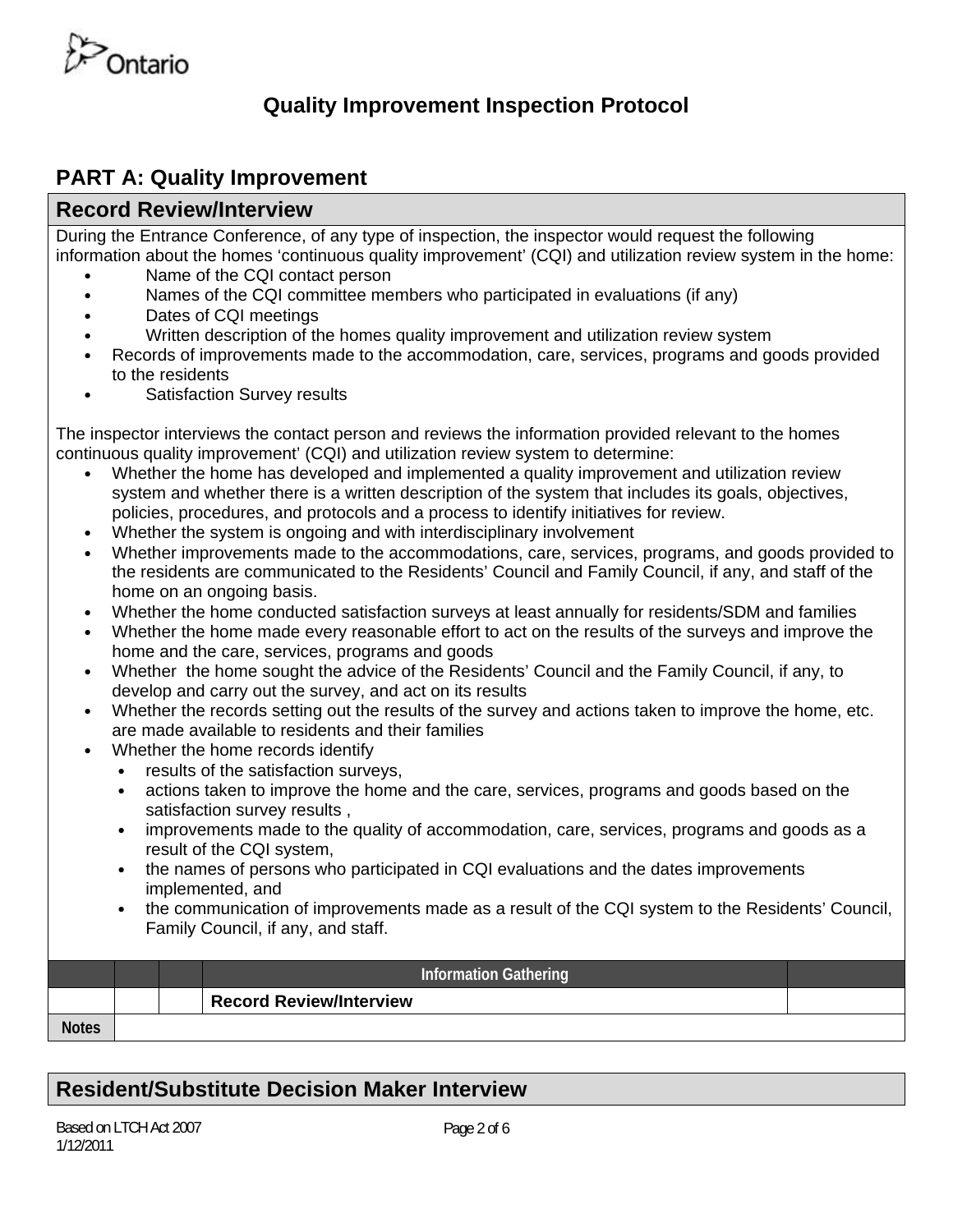# Quality Improvement Inspection Protocol

## PART A: Quality Improvement

### Record Review/Interview

During the Entrance Conference, of any type of inspection, the inspector would request the following information about the homes 'continuous quality improvement' (CQI) and utilization review system in the home:

- Name of the CQI contact person
- Names of the CQI committee members who participated in evaluations (if any)
- Dates of CQI meetings
- Written description of the homes quality improvement and utilization review system
- Records of improvements made to the accommodation, care, services, programs and goods provided to the residents
- Satisfaction Survey results

The inspector interviews the contact person and reviews the information provided relevant to the homes continuous quality improvement' (CQI) and utilization review system to determine:

- Whether the home has developed and implemented a quality improvement and utilization review system and whether there is a written description of the system that includes its goals, objectives, policies, procedures, and protocols and a process to identify initiatives for review.
- Whether the system is ongoing and with interdisciplinary involvement
- Whether improvements made to the accommodations, care, services, programs, and goods provided to the residents are communicated to the Residents' Council and Family Council, if any, and staff of the home on an ongoing basis.
- Whether the home conducted satisfaction surveys at least annually for residents/SDM and families
- Whether the home made every reasonable effort to act on the results of the surveys and improve the home and the care, services, programs and goods
- Whether the home sought the advice of the Residents' Council and the Family Council, if any, to develop and carry out the survey, and act on its results
- Whether the records setting out the results of the survey and actions taken to improve the home, etc. are made available to residents and their families
- Whether the home records identify
  - results of the satisfaction surveys,
  - actions taken to improve the home and the care, services, programs and goods based on the satisfaction survey results ,
  - improvements made to the quality of accommodation, care, services, programs and goods as a result of the CQI system,
  - the names of persons who participated in CQI evaluations and the dates improvements implemented, and
  - the communication of improvements made as a result of the CQI system to the Residents' Council, Family Council, if any, and staff.

| | | | Information Gathering | |
|---|---|---|---|---|
| | | | **Record Review/Interview** | |
| **Notes** | | | | |

### Resident/Substitute Decision Maker Interview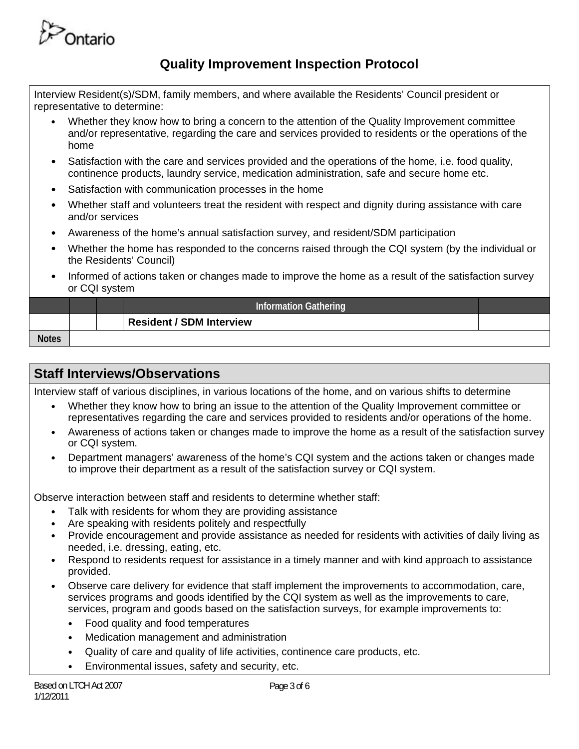# Quality Improvement Inspection Protocol

Interview Resident(s)/SDM, family members, and where available the Residents' Council president or representative to determine:

- Whether they know how to bring a concern to the attention of the Quality Improvement committee and/or representative, regarding the care and services provided to residents or the operations of the home
- Satisfaction with the care and services provided and the operations of the home, i.e. food quality, continence products, laundry service, medication administration, safe and secure home etc.
- Satisfaction with communication processes in the home
- Whether staff and volunteers treat the resident with respect and dignity during assistance with care and/or services
- Awareness of the home's annual satisfaction survey, and resident/SDM participation
- Whether the home has responded to the concerns raised through the CQI system (by the individual or the Residents' Council)
- Informed of actions taken or changes made to improve the home as a result of the satisfaction survey or CQI system

| | | | Information Gathering | |
|---|---|---|---|---|
| | | | **Resident / SDM Interview** | |
| **Notes** | | | | |

## Staff Interviews/Observations

Interview staff of various disciplines, in various locations of the home, and on various shifts to determine

- Whether they know how to bring an issue to the attention of the Quality Improvement committee or representatives regarding the care and services provided to residents and/or operations of the home.
- Awareness of actions taken or changes made to improve the home as a result of the satisfaction survey or CQI system.
- Department managers' awareness of the home's CQI system and the actions taken or changes made to improve their department as a result of the satisfaction survey or CQI system.

Observe interaction between staff and residents to determine whether staff:

- Talk with residents for whom they are providing assistance
- Are speaking with residents politely and respectfully
- Provide encouragement and provide assistance as needed for residents with activities of daily living as needed, i.e. dressing, eating, etc.
- Respond to residents request for assistance in a timely manner and with kind approach to assistance provided.
- Observe care delivery for evidence that staff implement the improvements to accommodation, care, services programs and goods identified by the CQI system as well as the improvements to care, services, program and goods based on the satisfaction surveys, for example improvements to:
  - Food quality and food temperatures
  - Medication management and administration
  - Quality of care and quality of life activities, continence care products, etc.
  - Environmental issues, safety and security, etc.

Based on LTCH Act 2007
1/12/2011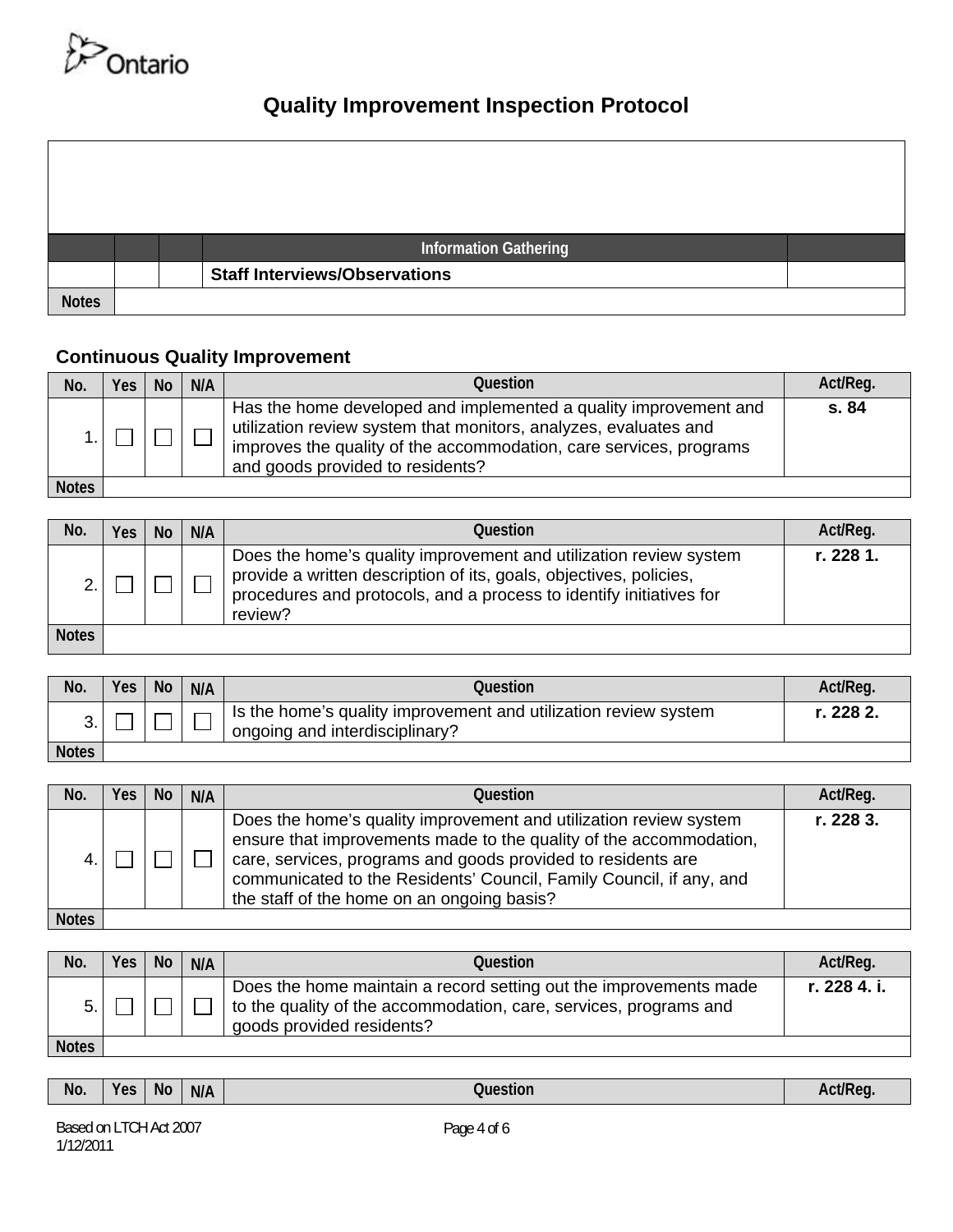# Quality Improvement Inspection Protocol

| | | | Information Gathering | |
|---|---|---|---|---|
| | | | **Staff Interviews/Observations** | |
| Notes | | | | |

### Continuous Quality Improvement

| No. | Yes | No | N/A | Question | Act/Reg. |
|---|---|---|---|---|---|
| 1. | ☐ | ☐ | ☐ | Has the home developed and implemented a quality improvement and utilization review system that monitors, analyzes, evaluates and improves the quality of the accommodation, care services, programs and goods provided to residents? | **s. 84** |
| Notes | | | | | |

| No. | Yes | No | N/A | Question | Act/Reg. |
|---|---|---|---|---|---|
| 2. | ☐ | ☐ | ☐ | Does the home's quality improvement and utilization review system provide a written description of its, goals, objectives, policies, procedures and protocols, and a process to identify initiatives for review? | **r. 228 1.** |
| Notes | | | | | |

| No. | Yes | No | N/A | Question | Act/Reg. |
|---|---|---|---|---|---|
| 3. | ☐ | ☐ | ☐ | Is the home's quality improvement and utilization review system ongoing and interdisciplinary? | **r. 228 2.** |
| Notes | | | | | |

| No. | Yes | No | N/A | Question | Act/Reg. |
|---|---|---|---|---|---|
| 4. | ☐ | ☐ | ☐ | Does the home's quality improvement and utilization review system ensure that improvements made to the quality of the accommodation, care, services, programs and goods provided to residents are communicated to the Residents' Council, Family Council, if any, and the staff of the home on an ongoing basis? | **r. 228 3.** |
| Notes | | | | | |

| No. | Yes | No | N/A | Question | Act/Reg. |
|---|---|---|---|---|---|
| 5. | ☐ | ☐ | ☐ | Does the home maintain a record setting out the improvements made to the quality of the accommodation, care, services, programs and goods provided residents? | **r. 228 4. i.** |
| Notes | | | | | |

| No. | Yes | No | N/A | Question | Act/Reg. |
|---|---|---|---|---|---|

Based on LTCH Act 2007
1/12/2011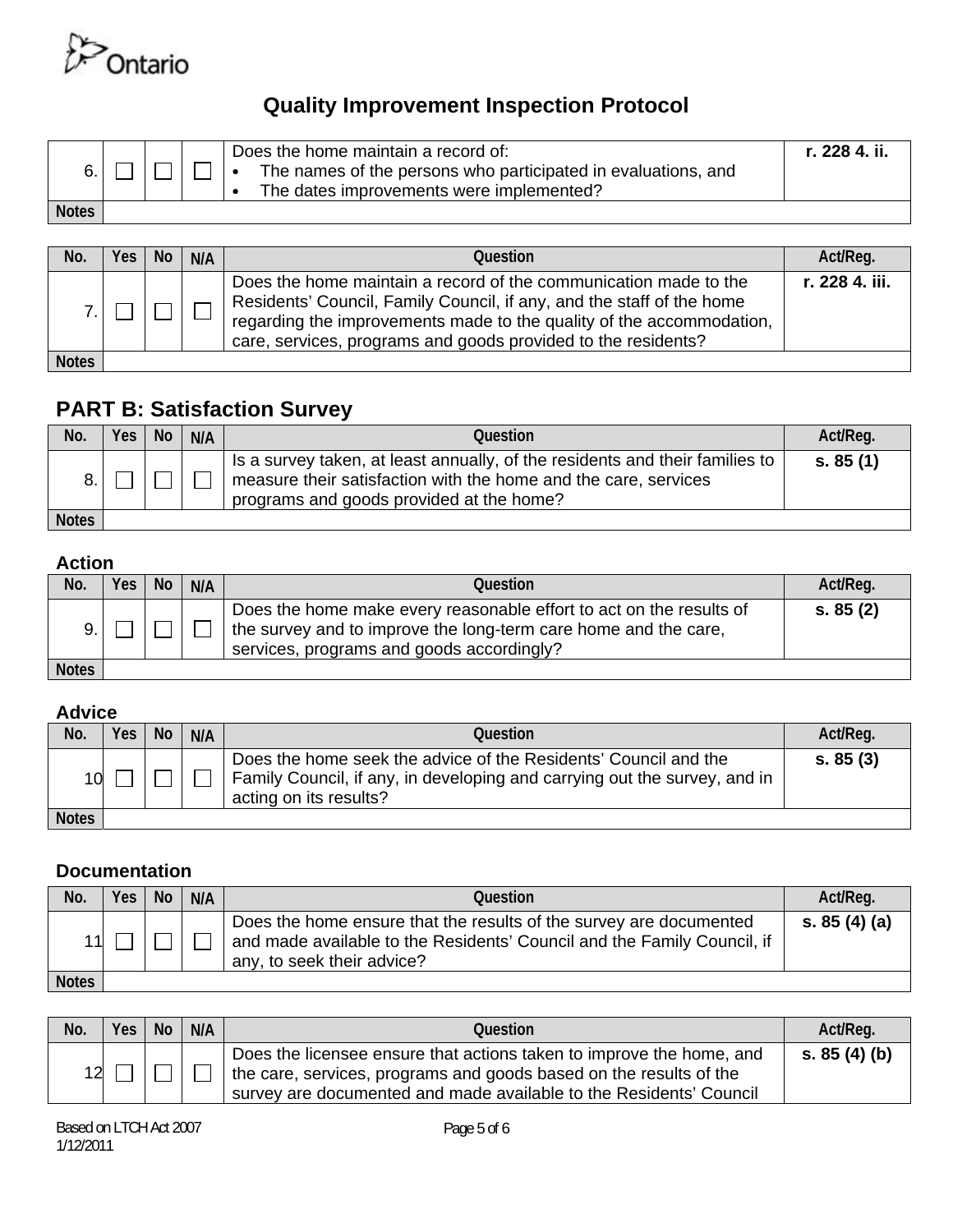| | | | | | |
|---|---|---|---|---|---|
| 6. | ☐ | ☐ | ☐ | Does the home maintain a record of:<br>• The names of the persons who participated in evaluations, and<br>• The dates improvements were implemented? | **r. 228 4. ii.** |
| Notes | | | | | |

| No. | Yes | No | N/A | Question | Act/Reg. |
|---|---|---|---|---|---|
| 7. | ☐ | ☐ | ☐ | Does the home maintain a record of the communication made to the Residents' Council, Family Council, if any, and the staff of the home regarding the improvements made to the quality of the accommodation, care, services, programs and goods provided to the residents? | **r. 228 4. iii.** |
| Notes | | | | | |

## PART B: Satisfaction Survey

| No. | Yes | No | N/A | Question | Act/Reg. |
|---|---|---|---|---|---|
| 8. | ☐ | ☐ | ☐ | Is a survey taken, at least annually, of the residents and their families to measure their satisfaction with the home and the care, services programs and goods provided at the home? | **s. 85 (1)** |
| Notes | | | | | |

### Action

| No. | Yes | No | N/A | Question | Act/Reg. |
|---|---|---|---|---|---|
| 9. | ☐ | ☐ | ☐ | Does the home make every reasonable effort to act on the results of the survey and to improve the long-term care home and the care, services, programs and goods accordingly? | **s. 85 (2)** |
| Notes | | | | | |

### Advice

| No. | Yes | No | N/A | Question | Act/Reg. |
|---|---|---|---|---|---|
| 10 | ☐ | ☐ | ☐ | Does the home seek the advice of the Residents' Council and the Family Council, if any, in developing and carrying out the survey, and in acting on its results? | **s. 85 (3)** |
| Notes | | | | | |

### Documentation

| No. | Yes | No | N/A | Question | Act/Reg. |
|---|---|---|---|---|---|
| 11 | ☐ | ☐ | ☐ | Does the home ensure that the results of the survey are documented and made available to the Residents' Council and the Family Council, if any, to seek their advice? | **s. 85 (4) (a)** |
| Notes | | | | | |

| No. | Yes | No | N/A | Question | Act/Reg. |
|---|---|---|---|---|---|
| 12 | ☐ | ☐ | ☐ | Does the licensee ensure that actions taken to improve the home, and the care, services, programs and goods based on the results of the survey are documented and made available to the Residents' Council | **s. 85 (4) (b)** |

Based on LTCH Act 2007
1/12/2011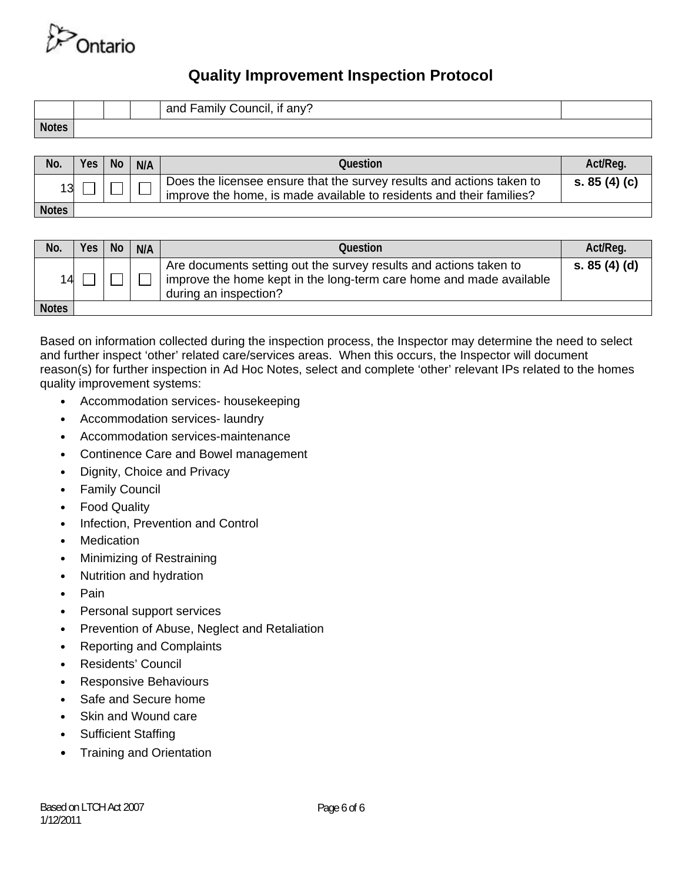| | | | | and Family Council, if any? | |
|---|---|---|---|---|---|
| Notes | | | | | |

| No. | Yes | No | N/A | Question | Act/Reg. |
|---|---|---|---|---|---|
| 13 | ☐ | ☐ | ☐ | Does the licensee ensure that the survey results and actions taken to improve the home, is made available to residents and their families? | **s. 85 (4) (c)** |
| Notes | | | | | |

| No. | Yes | No | N/A | Question | Act/Reg. |
|---|---|---|---|---|---|
| 14 | ☐ | ☐ | ☐ | Are documents setting out the survey results and actions taken to improve the home kept in the long-term care home and made available during an inspection? | **s. 85 (4) (d)** |
| Notes | | | | | |

Based on information collected during the inspection process, the Inspector may determine the need to select and further inspect 'other' related care/services areas. When this occurs, the Inspector will document reason(s) for further inspection in Ad Hoc Notes, select and complete 'other' relevant IPs related to the homes quality improvement systems:

- Accommodation services- housekeeping
- Accommodation services- laundry
- Accommodation services-maintenance
- Continence Care and Bowel management
- Dignity, Choice and Privacy
- Family Council
- Food Quality
- Infection, Prevention and Control
- Medication
- Minimizing of Restraining
- Nutrition and hydration
- Pain
- Personal support services
- Prevention of Abuse, Neglect and Retaliation
- Reporting and Complaints
- Residents' Council
- Responsive Behaviours
- Safe and Secure home
- Skin and Wound care
- Sufficient Staffing
- Training and Orientation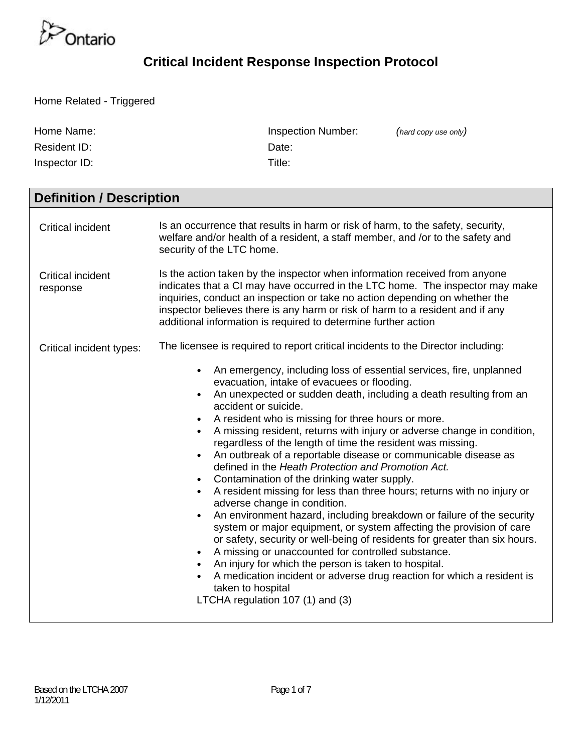Ontario

# Critical Incident Response Inspection Protocol

Home Related - Triggered

| | |
|---|---|
| Home Name: | Inspection Number: *(hard copy use only)* |
| Resident ID: | Date: |
| Inspector ID: | Title: |

## Definition / Description

| | |
|---|---|
| Critical incident | Is an occurrence that results in harm or risk of harm, to the safety, security, welfare and/or health of a resident, a staff member, and /or to the safety and security of the LTC home. |
| Critical incident response | Is the action taken by the inspector when information received from anyone indicates that a CI may have occurred in the LTC home. The inspector may make inquiries, conduct an inspection or take no action depending on whether the inspector believes there is any harm or risk of harm to a resident and if any additional information is required to determine further action |
| Critical incident types: | The licensee is required to report critical incidents to the Director including:<br>• An emergency, including loss of essential services, fire, unplanned evacuation, intake of evacuees or flooding.<br>• An unexpected or sudden death, including a death resulting from an accident or suicide.<br>• A resident who is missing for three hours or more.<br>• A missing resident, returns with injury or adverse change in condition, regardless of the length of time the resident was missing.<br>• An outbreak of a reportable disease or communicable disease as defined in the *Heath Protection and Promotion Act.*<br>• Contamination of the drinking water supply.<br>• A resident missing for less than three hours; returns with no injury or adverse change in condition.<br>• An environment hazard, including breakdown or failure of the security system or major equipment, or system affecting the provision of care or safety, security or well-being of residents for greater than six hours.<br>• A missing or unaccounted for controlled substance.<br>• An injury for which the person is taken to hospital.<br>• A medication incident or adverse drug reaction for which a resident is taken to hospital<br>LTCHA regulation 107 (1) and (3) |

Based on the LTCHA 2007
1/12/2011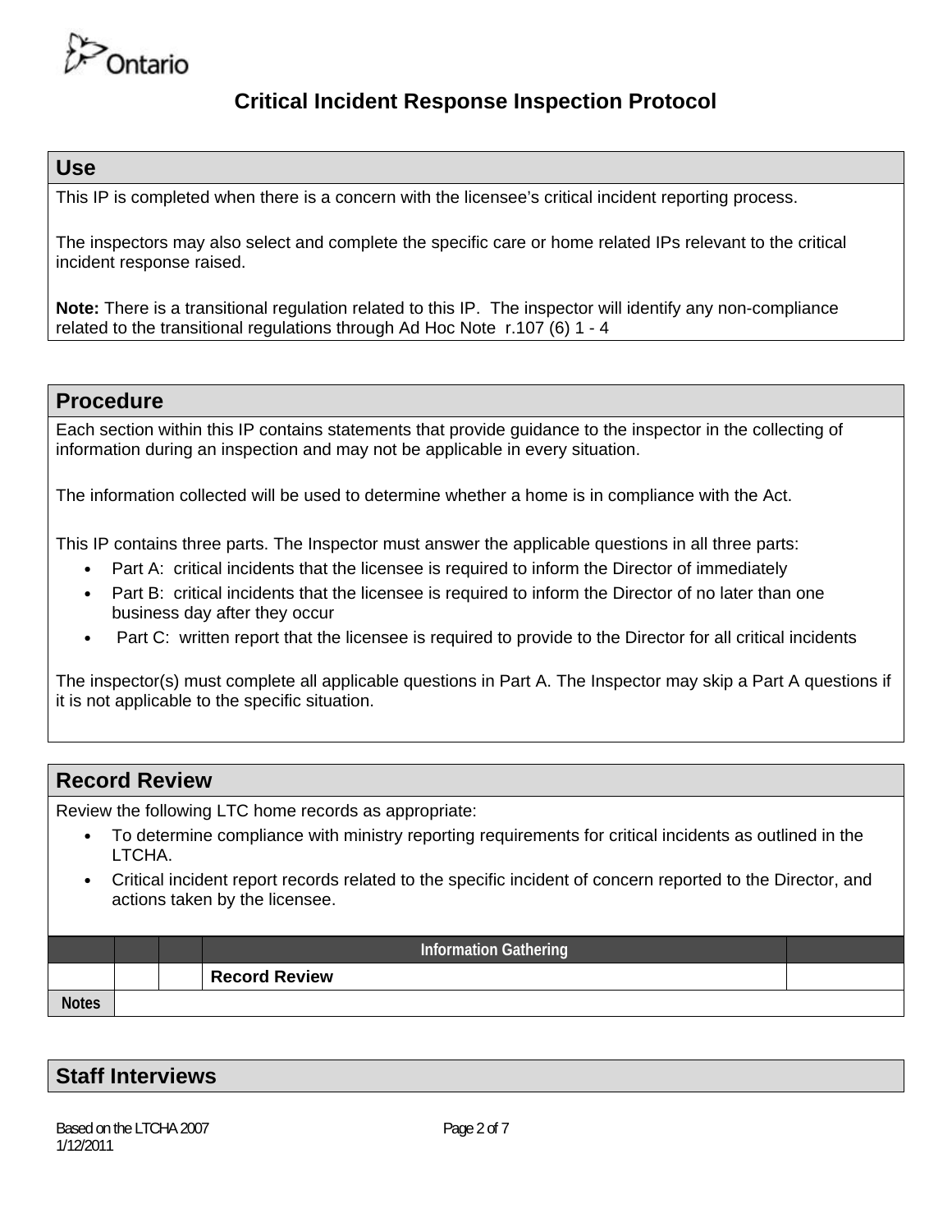# Critical Incident Response Inspection Protocol

## Use

This IP is completed when there is a concern with the licensee's critical incident reporting process.

The inspectors may also select and complete the specific care or home related IPs relevant to the critical incident response raised.

**Note:** There is a transitional regulation related to this IP. The inspector will identify any non-compliance related to the transitional regulations through Ad Hoc Note r.107 (6) 1 - 4

## Procedure

Each section within this IP contains statements that provide guidance to the inspector in the collecting of information during an inspection and may not be applicable in every situation.

The information collected will be used to determine whether a home is in compliance with the Act.

This IP contains three parts. The Inspector must answer the applicable questions in all three parts:

- Part A: critical incidents that the licensee is required to inform the Director of immediately
- Part B: critical incidents that the licensee is required to inform the Director of no later than one business day after they occur
- Part C: written report that the licensee is required to provide to the Director for all critical incidents

The inspector(s) must complete all applicable questions in Part A. The Inspector may skip a Part A questions if it is not applicable to the specific situation.

## Record Review

Review the following LTC home records as appropriate:

- To determine compliance with ministry reporting requirements for critical incidents as outlined in the LTCHA.
- Critical incident report records related to the specific incident of concern reported to the Director, and actions taken by the licensee.

| | | | Information Gathering | |
|---|---|---|---|---|
| | | | **Record Review** | |
| Notes | | | | |

## Staff Interviews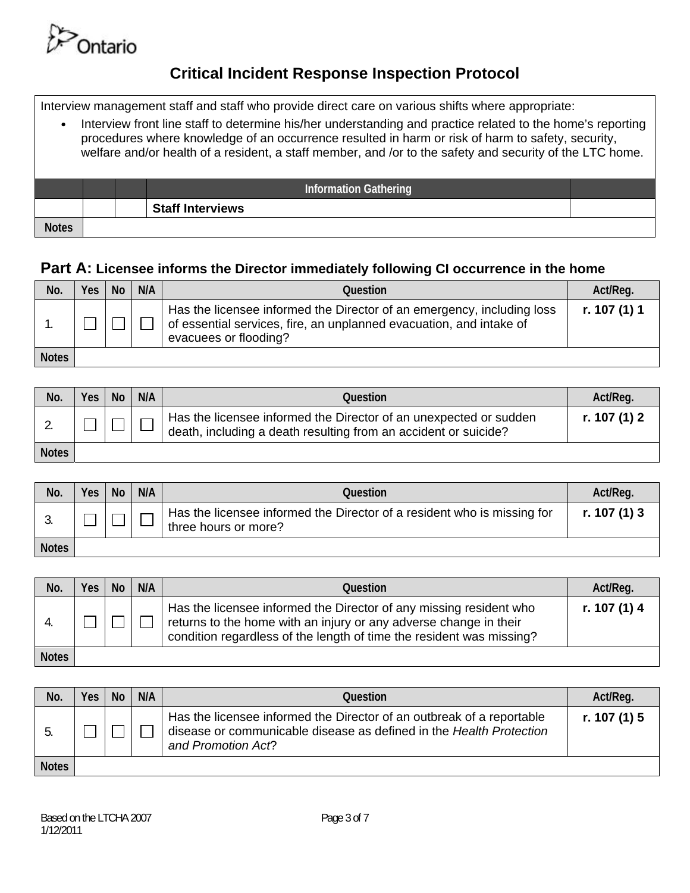# Critical Incident Response Inspection Protocol

Interview management staff and staff who provide direct care on various shifts where appropriate:

- Interview front line staff to determine his/her understanding and practice related to the home's reporting procedures where knowledge of an occurrence resulted in harm or risk of harm to safety, security, welfare and/or health of a resident, a staff member, and /or to the safety and security of the LTC home.

| | | | Information Gathering | |
|---|---|---|---|---|
| | | | **Staff Interviews** | |
| Notes | | | | |

## Part A: Licensee informs the Director immediately following CI occurrence in the home

| No. | Yes | No | N/A | Question | Act/Reg. |
|---|---|---|---|---|---|
| 1. | ☐ | ☐ | ☐ | Has the licensee informed the Director of an emergency, including loss of essential services, fire, an unplanned evacuation, and intake of evacuees or flooding? | **r. 107 (1) 1** |
| Notes | | | | | |

| No. | Yes | No | N/A | Question | Act/Reg. |
|---|---|---|---|---|---|
| 2. | ☐ | ☐ | ☐ | Has the licensee informed the Director of an unexpected or sudden death, including a death resulting from an accident or suicide? | **r. 107 (1) 2** |
| Notes | | | | | |

| No. | Yes | No | N/A | Question | Act/Reg. |
|---|---|---|---|---|---|
| 3. | ☐ | ☐ | ☐ | Has the licensee informed the Director of a resident who is missing for three hours or more? | **r. 107 (1) 3** |
| Notes | | | | | |

| No. | Yes | No | N/A | Question | Act/Reg. |
|---|---|---|---|---|---|
| 4. | ☐ | ☐ | ☐ | Has the licensee informed the Director of any missing resident who returns to the home with an injury or any adverse change in their condition regardless of the length of time the resident was missing? | **r. 107 (1) 4** |
| Notes | | | | | |

| No. | Yes | No | N/A | Question | Act/Reg. |
|---|---|---|---|---|---|
| 5. | ☐ | ☐ | ☐ | Has the licensee informed the Director of an outbreak of a reportable disease or communicable disease as defined in the *Health Protection and Promotion Act*? | **r. 107 (1) 5** |
| Notes | | | | | |

Based on the LTCHA 2007
1/12/2011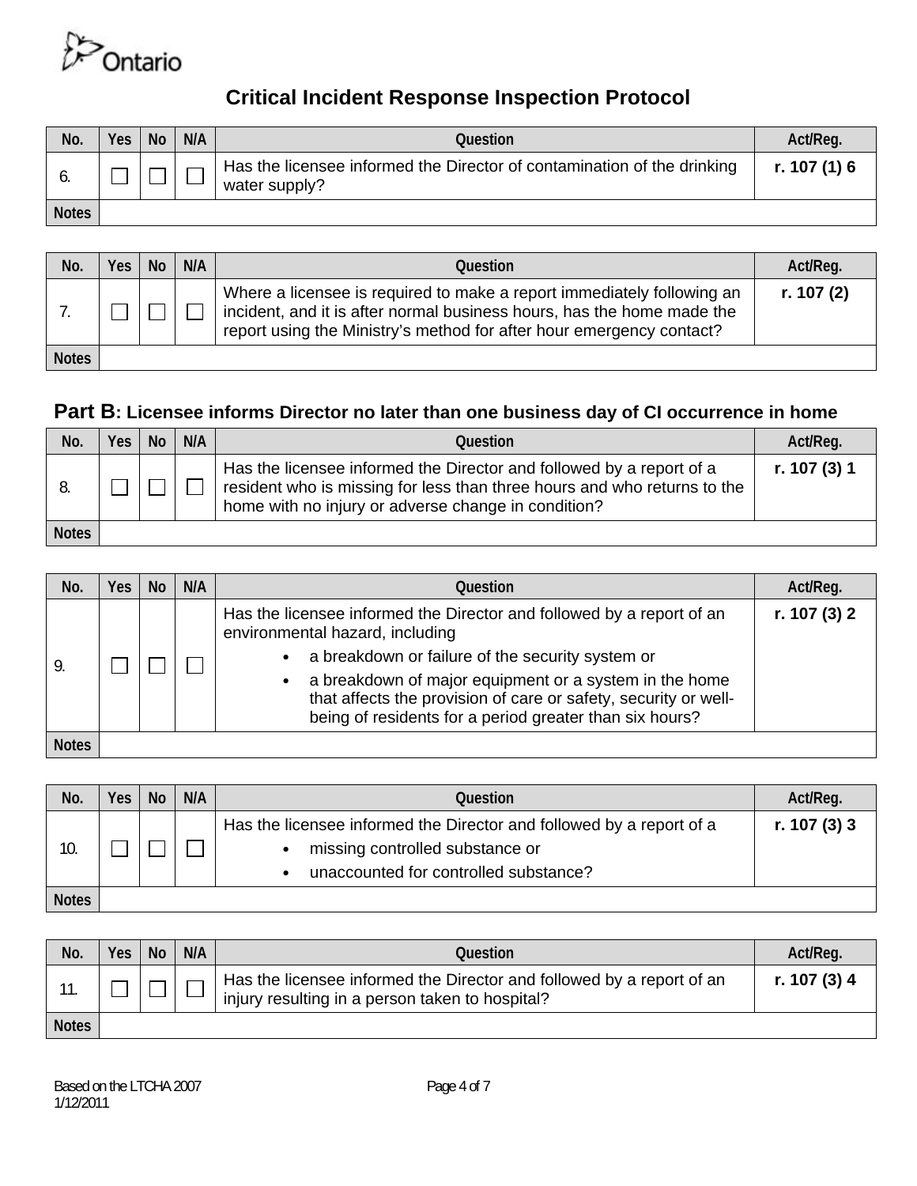## Critical Incident Response Inspection Protocol

| No. | Yes | No | N/A | Question | Act/Reg. |
|---|---|---|---|---|---|
| 6. | ☐ | ☐ | ☐ | Has the licensee informed the Director of contamination of the drinking water supply? | **r. 107 (1) 6** |
| Notes | | | | | |

| No. | Yes | No | N/A | Question | Act/Reg. |
|---|---|---|---|---|---|
| 7. | ☐ | ☐ | ☐ | Where a licensee is required to make a report immediately following an incident, and it is after normal business hours, has the home made the report using the Ministry's method for after hour emergency contact? | **r. 107 (2)** |
| Notes | | | | | |

### Part B: Licensee informs Director no later than one business day of CI occurrence in home

| No. | Yes | No | N/A | Question | Act/Reg. |
|---|---|---|---|---|---|
| 8. | ☐ | ☐ | ☐ | Has the licensee informed the Director and followed by a report of a resident who is missing for less than three hours and who returns to the home with no injury or adverse change in condition? | **r. 107 (3) 1** |
| Notes | | | | | |

| No. | Yes | No | N/A | Question | Act/Reg. |
|---|---|---|---|---|---|
| 9. | ☐ | ☐ | ☐ | Has the licensee informed the Director and followed by a report of an environmental hazard, including<br>• a breakdown or failure of the security system or<br>• a breakdown of major equipment or a system in the home that affects the provision of care or safety, security or well-being of residents for a period greater than six hours? | **r. 107 (3) 2** |
| Notes | | | | | |

| No. | Yes | No | N/A | Question | Act/Reg. |
|---|---|---|---|---|---|
| 10. | ☐ | ☐ | ☐ | Has the licensee informed the Director and followed by a report of a<br>• missing controlled substance or<br>• unaccounted for controlled substance? | **r. 107 (3) 3** |
| Notes | | | | | |

| No. | Yes | No | N/A | Question | Act/Reg. |
|---|---|---|---|---|---|
| 11. | ☐ | ☐ | ☐ | Has the licensee informed the Director and followed by a report of an injury resulting in a person taken to hospital? | **r. 107 (3) 4** |
| Notes | | | | | |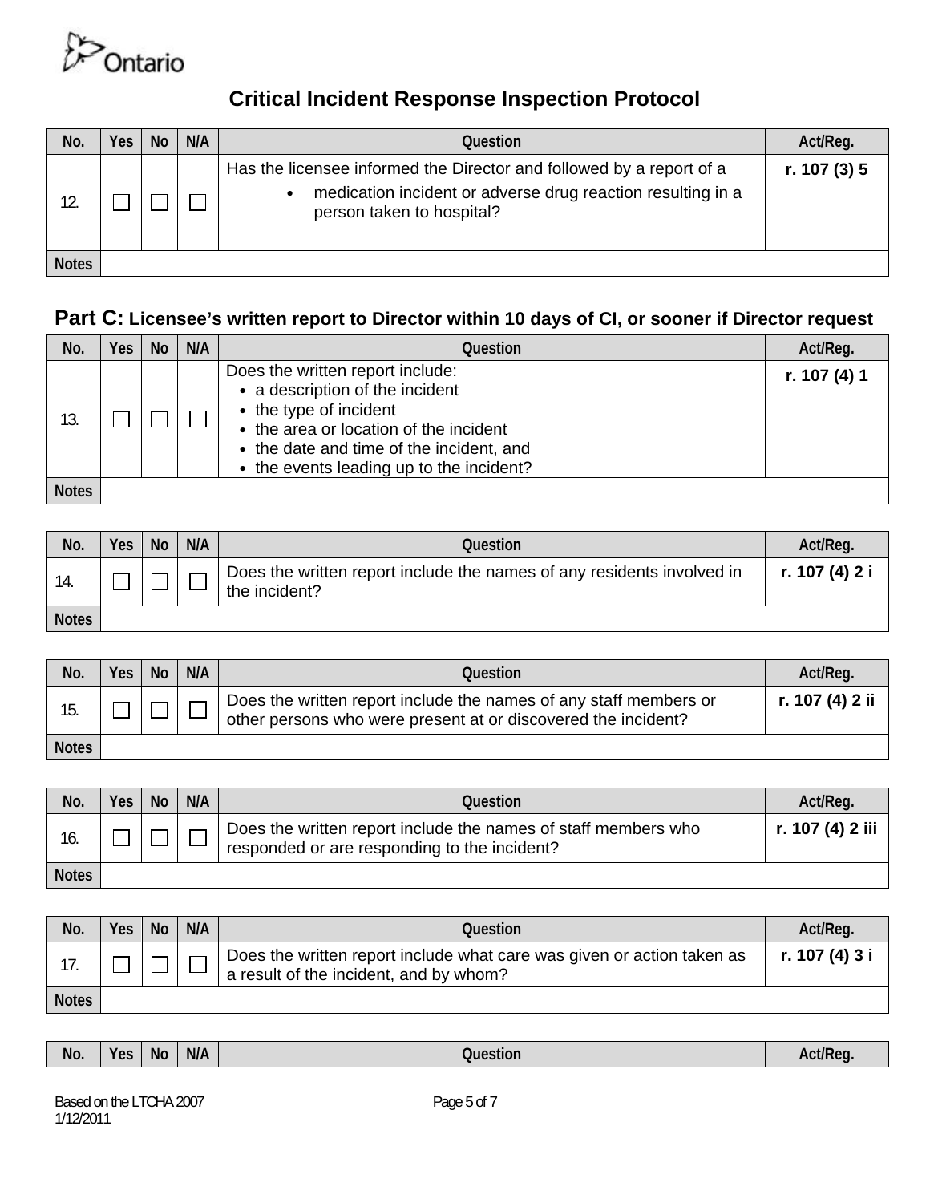Ontario

# Critical Incident Response Inspection Protocol

| No. | Yes | No | N/A | Question | Act/Reg. |
|---|---|---|---|---|---|
| 12. | ☐ | ☐ | ☐ | Has the licensee informed the Director and followed by a report of a<br>• medication incident or adverse drug reaction resulting in a person taken to hospital? | **r. 107 (3) 5** |
| Notes | | | | | |

## Part C: Licensee's written report to Director within 10 days of CI, or sooner if Director request

| No. | Yes | No | N/A | Question | Act/Reg. |
|---|---|---|---|---|---|
| 13. | ☐ | ☐ | ☐ | Does the written report include:<br>• a description of the incident<br>• the type of incident<br>• the area or location of the incident<br>• the date and time of the incident, and<br>• the events leading up to the incident? | **r. 107 (4) 1** |
| Notes | | | | | |

| No. | Yes | No | N/A | Question | Act/Reg. |
|---|---|---|---|---|---|
| 14. | ☐ | ☐ | ☐ | Does the written report include the names of any residents involved in the incident? | **r. 107 (4) 2 i** |
| Notes | | | | | |

| No. | Yes | No | N/A | Question | Act/Reg. |
|---|---|---|---|---|---|
| 15. | ☐ | ☐ | ☐ | Does the written report include the names of any staff members or other persons who were present at or discovered the incident? | **r. 107 (4) 2 ii** |
| Notes | | | | | |

| No. | Yes | No | N/A | Question | Act/Reg. |
|---|---|---|---|---|---|
| 16. | ☐ | ☐ | ☐ | Does the written report include the names of staff members who responded or are responding to the incident? | **r. 107 (4) 2 iii** |
| Notes | | | | | |

| No. | Yes | No | N/A | Question | Act/Reg. |
|---|---|---|---|---|---|
| 17. | ☐ | ☐ | ☐ | Does the written report include what care was given or action taken as a result of the incident, and by whom? | **r. 107 (4) 3 i** |
| Notes | | | | | |

| No. | Yes | No | N/A | Question | Act/Reg. |
|---|---|---|---|---|---|

Based on the LTCHA 2007
1/12/2011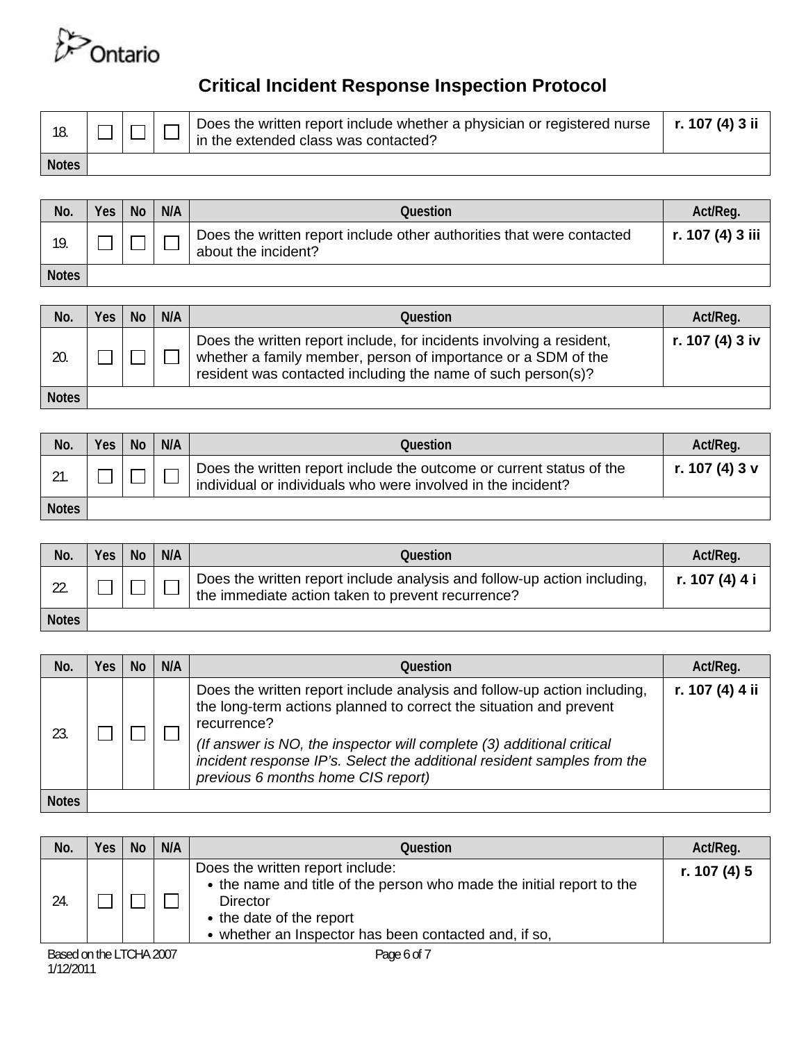# Critical Incident Response Inspection Protocol

| | | | | | |
|---|---|---|---|---|---|
| 18. | ☐ | ☐ | ☐ | Does the written report include whether a physician or registered nurse in the extended class was contacted? | **r. 107 (4) 3 ii** |
| Notes | | | | | |

| No. | Yes | No | N/A | Question | Act/Reg. |
|---|---|---|---|---|---|
| 19. | ☐ | ☐ | ☐ | Does the written report include other authorities that were contacted about the incident? | **r. 107 (4) 3 iii** |
| Notes | | | | | |

| No. | Yes | No | N/A | Question | Act/Reg. |
|---|---|---|---|---|---|
| 20. | ☐ | ☐ | ☐ | Does the written report include, for incidents involving a resident, whether a family member, person of importance or a SDM of the resident was contacted including the name of such person(s)? | **r. 107 (4) 3 iv** |
| Notes | | | | | |

| No. | Yes | No | N/A | Question | Act/Reg. |
|---|---|---|---|---|---|
| 21. | ☐ | ☐ | ☐ | Does the written report include the outcome or current status of the individual or individuals who were involved in the incident? | **r. 107 (4) 3 v** |
| Notes | | | | | |

| No. | Yes | No | N/A | Question | Act/Reg. |
|---|---|---|---|---|---|
| 22. | ☐ | ☐ | ☐ | Does the written report include analysis and follow-up action including, the immediate action taken to prevent recurrence? | **r. 107 (4) 4 i** |
| Notes | | | | | |

| No. | Yes | No | N/A | Question | Act/Reg. |
|---|---|---|---|---|---|
| 23. | ☐ | ☐ | ☐ | Does the written report include analysis and follow-up action including, the long-term actions planned to correct the situation and prevent recurrence? *(If answer is NO, the inspector will complete (3) additional critical incident response IP's. Select the additional resident samples from the previous 6 months home CIS report)* | **r. 107 (4) 4 ii** |
| Notes | | | | | |

| No. | Yes | No | N/A | Question | Act/Reg. |
|---|---|---|---|---|---|
| 24. | ☐ | ☐ | ☐ | Does the written report include:<br>• the name and title of the person who made the initial report to the Director<br>• the date of the report<br>• whether an Inspector has been contacted and, if so, | **r. 107 (4) 5** |

Based on the LTCHA 2007
1/12/2011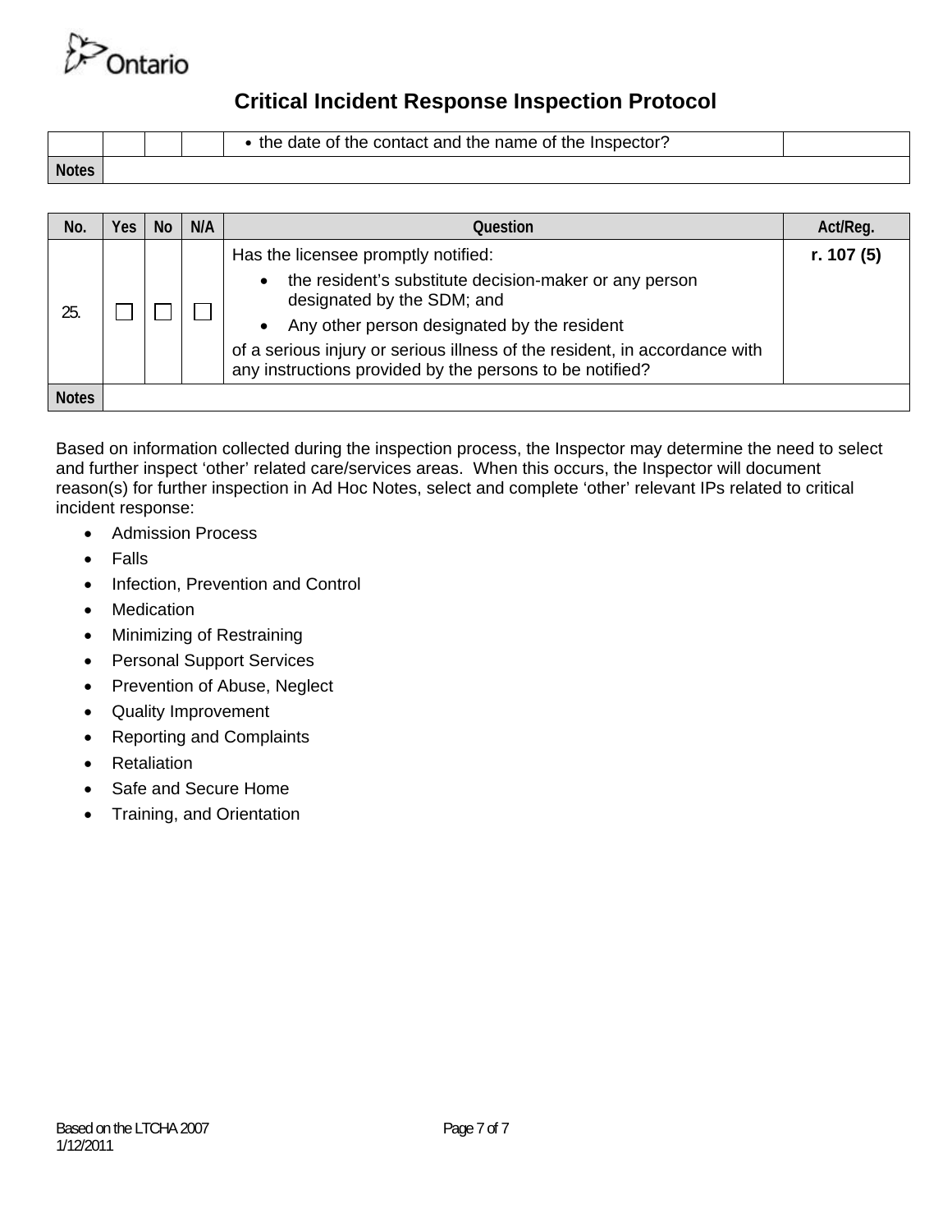# Critical Incident Response Inspection Protocol

| | | | | | |
|---|---|---|---|---|---|
| | | | | • the date of the contact and the name of the Inspector? | |
| Notes | | | | | |

| No. | Yes | No | N/A | Question | Act/Reg. |
|---|---|---|---|---|---|
| 25. | ☐ | ☐ | ☐ | Has the licensee promptly notified: <br> • the resident's substitute decision-maker or any person designated by the SDM; and <br> • Any other person designated by the resident <br> of a serious injury or serious illness of the resident, in accordance with any instructions provided by the persons to be notified? | **r. 107 (5)** |
| Notes | | | | | |

Based on information collected during the inspection process, the Inspector may determine the need to select and further inspect 'other' related care/services areas. When this occurs, the Inspector will document reason(s) for further inspection in Ad Hoc Notes, select and complete 'other' relevant IPs related to critical incident response:

- Admission Process
- Falls
- Infection, Prevention and Control
- Medication
- Minimizing of Restraining
- Personal Support Services
- Prevention of Abuse, Neglect
- Quality Improvement
- Reporting and Complaints
- Retaliation
- Safe and Secure Home
- Training, and Orientation

Based on the LTCHA 2007
1/12/2011